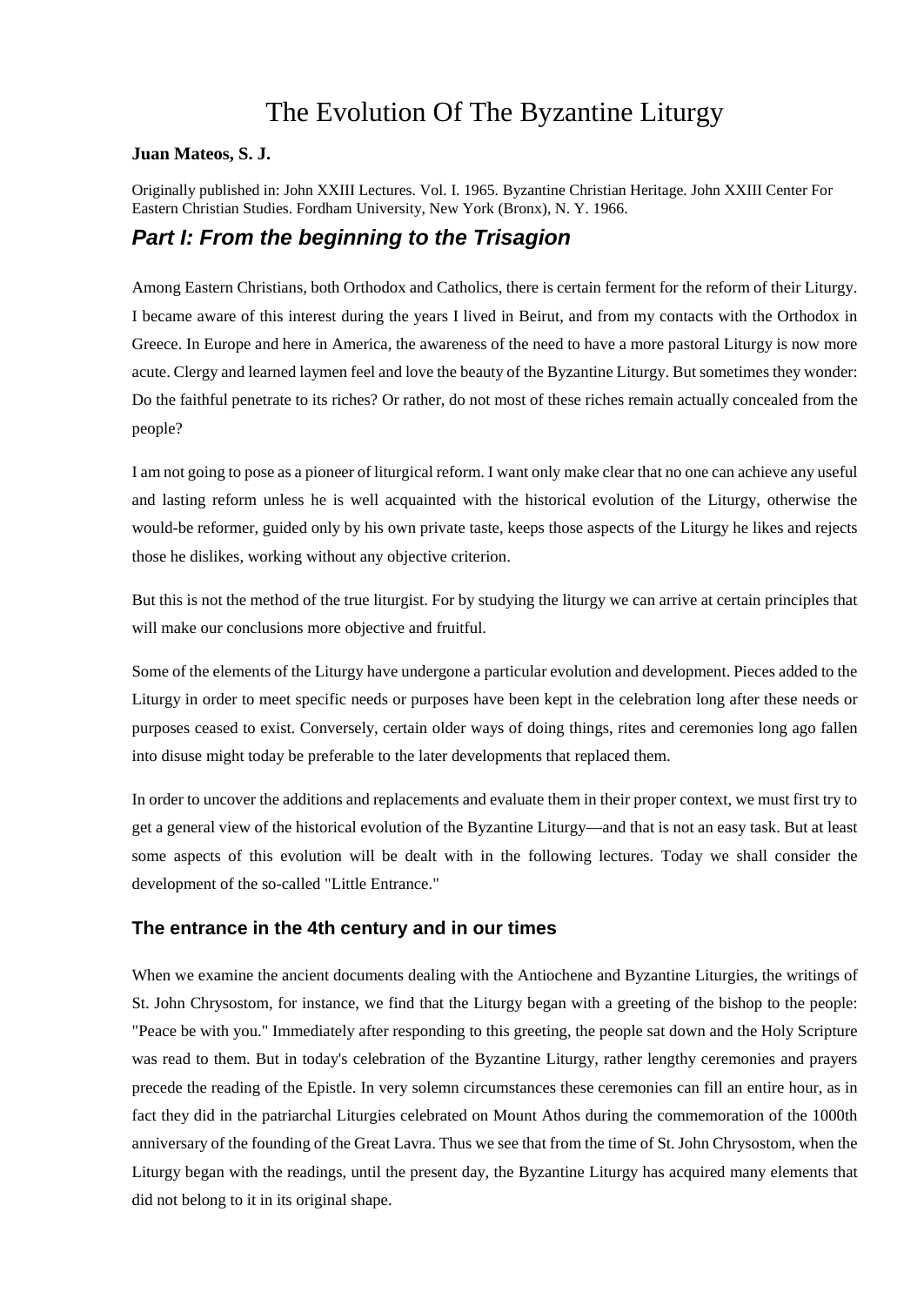# The Evolution Of The Byzantine Liturgy

**Juan Mateos, S. J.**

Originally published in: John XXIII Lectures. Vol. I. 1965. Byzantine Christian Heritage. John XXIII Center For Eastern Christian Studies. Fordham University, New York (Bronx), N. Y. 1966.

## *Part I: From the beginning to the Trisagion*

Among Eastern Christians, both Orthodox and Catholics, there is certain ferment for the reform of their Liturgy. I became aware of this interest during the years I lived in Beirut, and from my contacts with the Orthodox in Greece. In Europe and here in America, the awareness of the need to have a more pastoral Liturgy is now more acute. Clergy and learned laymen feel and love the beauty of the Byzantine Liturgy. But sometimes they wonder: Do the faithful penetrate to its riches? Or rather, do not most of these riches remain actually concealed from the people?

I am not going to pose as a pioneer of liturgical reform. I want only make clear that no one can achieve any useful and lasting reform unless he is well acquainted with the historical evolution of the Liturgy, otherwise the would-be reformer, guided only by his own private taste, keeps those aspects of the Liturgy he likes and rejects those he dislikes, working without any objective criterion.

But this is not the method of the true liturgist. For by studying the liturgy we can arrive at certain principles that will make our conclusions more objective and fruitful.

Some of the elements of the Liturgy have undergone a particular evolution and development. Pieces added to the Liturgy in order to meet specific needs or purposes have been kept in the celebration long after these needs or purposes ceased to exist. Conversely, certain older ways of doing things, rites and ceremonies long ago fallen into disuse might today be preferable to the later developments that replaced them.

In order to uncover the additions and replacements and evaluate them in their proper context, we must first try to get a general view of the historical evolution of the Byzantine Liturgy—and that is not an easy task. But at least some aspects of this evolution will be dealt with in the following lectures. Today we shall consider the development of the so-called "Little Entrance."

### The entrance in the 4th century and in our times

When we examine the ancient documents dealing with the Antiochene and Byzantine Liturgies, the writings of St. John Chrysostom, for instance, we find that the Liturgy began with a greeting of the bishop to the people: "Peace be with you." Immediately after responding to this greeting, the people sat down and the Holy Scripture was read to them. But in today's celebration of the Byzantine Liturgy, rather lengthy ceremonies and prayers precede the reading of the Epistle. In very solemn circumstances these ceremonies can fill an entire hour, as in fact they did in the patriarchal Liturgies celebrated on Mount Athos during the commemoration of the 1000th anniversary of the founding of the Great Lavra. Thus we see that from the time of St. John Chrysostom, when the Liturgy began with the readings, until the present day, the Byzantine Liturgy has acquired many elements that did not belong to it in its original shape.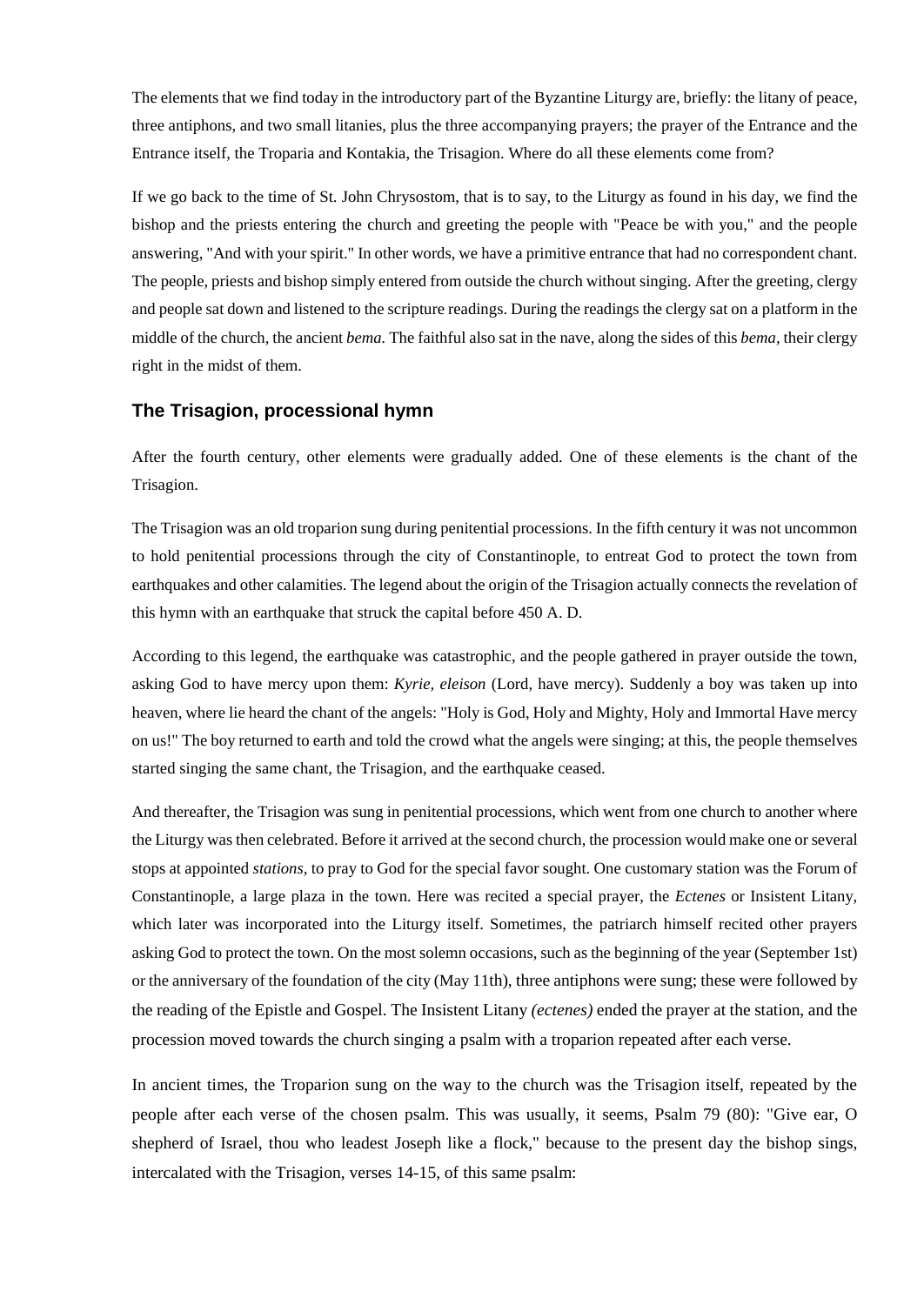The elements that we find today in the introductory part of the Byzantine Liturgy are, briefly: the litany of peace, three antiphons, and two small litanies, plus the three accompanying prayers; the prayer of the Entrance and the Entrance itself, the Troparia and Kontakia, the Trisagion. Where do all these elements come from?

If we go back to the time of St. John Chrysostom, that is to say, to the Liturgy as found in his day, we find the bishop and the priests entering the church and greeting the people with "Peace be with you," and the people answering, "And with your spirit." In other words, we have a primitive entrance that had no correspondent chant. The people, priests and bishop simply entered from outside the church without singing. After the greeting, clergy and people sat down and listened to the scripture readings. During the readings the clergy sat on a platform in the middle of the church, the ancient *bema.* The faithful also sat in the nave, along the sides of this *bema,* their clergy right in the midst of them.

## The Trisagion, processional hymn

After the fourth century, other elements were gradually added. One of these elements is the chant of the Trisagion.

The Trisagion was an old troparion sung during penitential processions. In the fifth century it was not uncommon to hold penitential processions through the city of Constantinople, to entreat God to protect the town from earthquakes and other calamities. The legend about the origin of the Trisagion actually connects the revelation of this hymn with an earthquake that struck the capital before 450 A. D.

According to this legend, the earthquake was catastrophic, and the people gathered in prayer outside the town, asking God to have mercy upon them: *Kyrie, eleison* (Lord, have mercy). Suddenly a boy was taken up into heaven, where lie heard the chant of the angels: "Holy is God, Holy and Mighty, Holy and Immortal Have mercy on us!" The boy returned to earth and told the crowd what the angels were singing; at this, the people themselves started singing the same chant, the Trisagion, and the earthquake ceased.

And thereafter, the Trisagion was sung in penitential processions, which went from one church to another where the Liturgy was then celebrated. Before it arrived at the second church, the procession would make one or several stops at appointed *stations,* to pray to God for the special favor sought. One customary station was the Forum of Constantinople, a large plaza in the town. Here was recited a special prayer, the *Ectenes* or Insistent Litany, which later was incorporated into the Liturgy itself. Sometimes, the patriarch himself recited other prayers asking God to protect the town. On the most solemn occasions, such as the beginning of the year (September 1st) or the anniversary of the foundation of the city (May 11th), three antiphons were sung; these were followed by the reading of the Epistle and Gospel. The Insistent Litany *(ectenes)* ended the prayer at the station, and the procession moved towards the church singing a psalm with a troparion repeated after each verse.

In ancient times, the Troparion sung on the way to the church was the Trisagion itself, repeated by the people after each verse of the chosen psalm. This was usually, it seems, Psalm 79 (80): "Give ear, O shepherd of Israel, thou who leadest Joseph like a flock," because to the present day the bishop sings, intercalated with the Trisagion, verses 14-15, of this same psalm: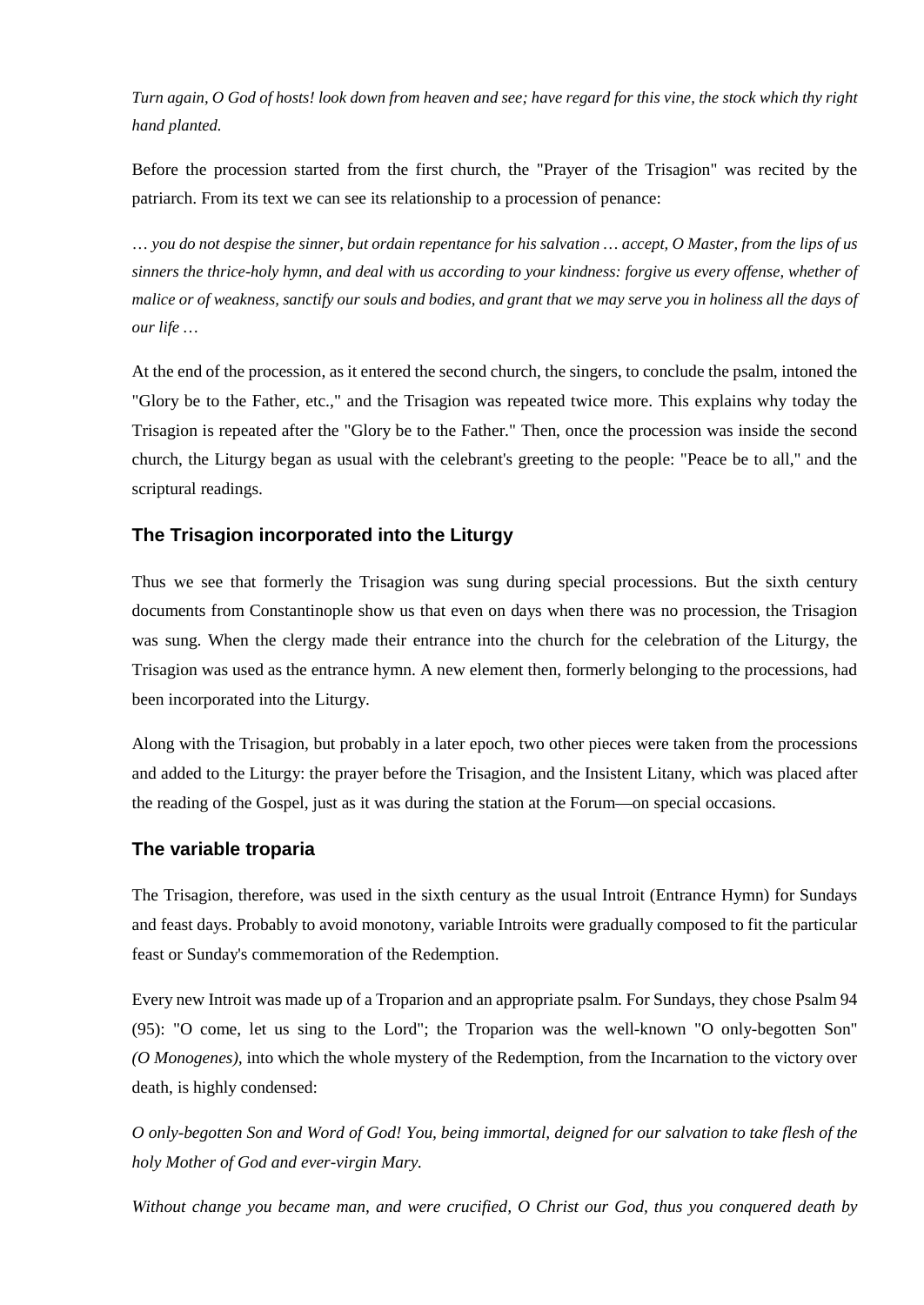*Turn again, O God of hosts! look down from heaven and see; have regard for this vine, the stock which thy right hand planted.*

Before the procession started from the first church, the "Prayer of the Trisagion" was recited by the patriarch. From its text we can see its relationship to a procession of penance:

*… you do not despise the sinner, but ordain repentance for his salvation … accept, O Master, from the lips of us sinners the thrice-holy hymn, and deal with us according to your kindness: forgive us every offense, whether of malice or of weakness, sanctify our souls and bodies, and grant that we may serve you in holiness all the days of our life …*

At the end of the procession, as it entered the second church, the singers, to conclude the psalm, intoned the "Glory be to the Father, etc.," and the Trisagion was repeated twice more. This explains why today the Trisagion is repeated after the "Glory be to the Father." Then, once the procession was inside the second church, the Liturgy began as usual with the celebrant's greeting to the people: "Peace be to all," and the scriptural readings.

## The Trisagion incorporated into the Liturgy

Thus we see that formerly the Trisagion was sung during special processions. But the sixth century documents from Constantinople show us that even on days when there was no procession, the Trisagion was sung. When the clergy made their entrance into the church for the celebration of the Liturgy, the Trisagion was used as the entrance hymn. A new element then, formerly belonging to the processions, had been incorporated into the Liturgy.

Along with the Trisagion, but probably in a later epoch, two other pieces were taken from the processions and added to the Liturgy: the prayer before the Trisagion, and the Insistent Litany, which was placed after the reading of the Gospel, just as it was during the station at the Forum—on special occasions.

## The variable troparia

The Trisagion, therefore, was used in the sixth century as the usual Introit (Entrance Hymn) for Sundays and feast days. Probably to avoid monotony, variable Introits were gradually composed to fit the particular feast or Sunday's commemoration of the Redemption.

Every new Introit was made up of a Troparion and an appropriate psalm. For Sundays, they chose Psalm 94 (95): "O come, let us sing to the Lord"; the Troparion was the well-known "O only-begotten Son" *(O Monogenes)*, into which the whole mystery of the Redemption, from the Incarnation to the victory over death, is highly condensed:

*O only-begotten Son and Word of God! You, being immortal, deigned for our salvation to take flesh of the holy Mother of God and ever-virgin Mary.*

*Without change you became man, and were crucified, O Christ our God, thus you conquered death by*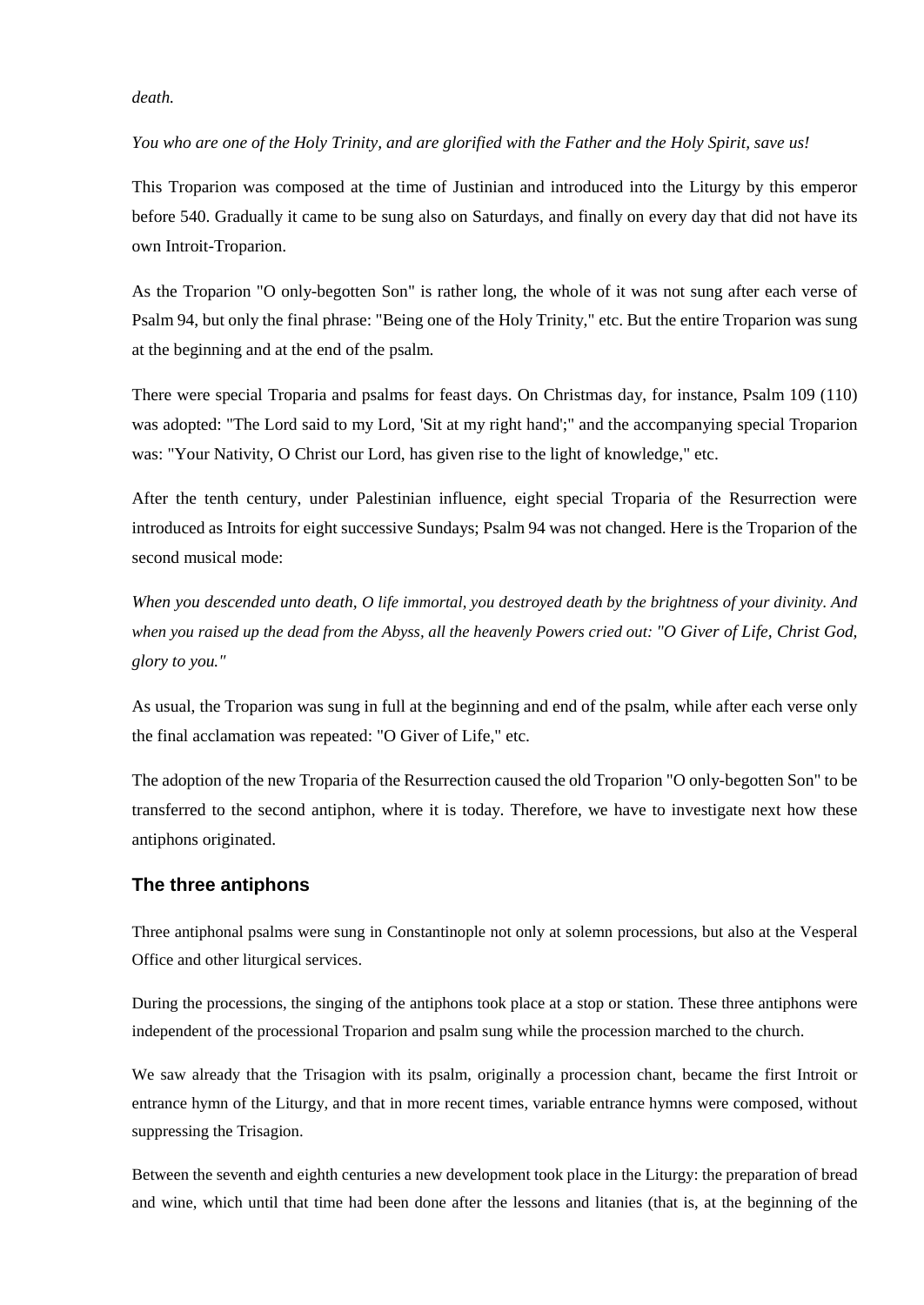*death.*

*You who are one of the Holy Trinity, and are glorified with the Father and the Holy Spirit, save us!*

This Troparion was composed at the time of Justinian and introduced into the Liturgy by this emperor before 540. Gradually it came to be sung also on Saturdays, and finally on every day that did not have its own Introit-Troparion.

As the Troparion "O only-begotten Son" is rather long, the whole of it was not sung after each verse of Psalm 94, but only the final phrase: "Being one of the Holy Trinity," etc. But the entire Troparion was sung at the beginning and at the end of the psalm.

There were special Troparia and psalms for feast days. On Christmas day, for instance, Psalm 109 (110) was adopted: "The Lord said to my Lord, 'Sit at my right hand';" and the accompanying special Troparion was: "Your Nativity, O Christ our Lord, has given rise to the light of knowledge," etc.

After the tenth century, under Palestinian influence, eight special Troparia of the Resurrection were introduced as Introits for eight successive Sundays; Psalm 94 was not changed. Here is the Troparion of the second musical mode:

*When you descended unto death, O life immortal, you destroyed death by the brightness of your divinity. And when you raised up the dead from the Abyss, all the heavenly Powers cried out: "O Giver of Life, Christ God, glory to you."*

As usual, the Troparion was sung in full at the beginning and end of the psalm, while after each verse only the final acclamation was repeated: "O Giver of Life," etc.

The adoption of the new Troparia of the Resurrection caused the old Troparion "O only-begotten Son" to be transferred to the second antiphon, where it is today. Therefore, we have to investigate next how these antiphons originated.

## The three antiphons

Three antiphonal psalms were sung in Constantinople not only at solemn processions, but also at the Vesperal Office and other liturgical services.

During the processions, the singing of the antiphons took place at a stop or station. These three antiphons were independent of the processional Troparion and psalm sung while the procession marched to the church.

We saw already that the Trisagion with its psalm, originally a procession chant, became the first Introit or entrance hymn of the Liturgy, and that in more recent times, variable entrance hymns were composed, without suppressing the Trisagion.

Between the seventh and eighth centuries a new development took place in the Liturgy: the preparation of bread and wine, which until that time had been done after the lessons and litanies (that is, at the beginning of the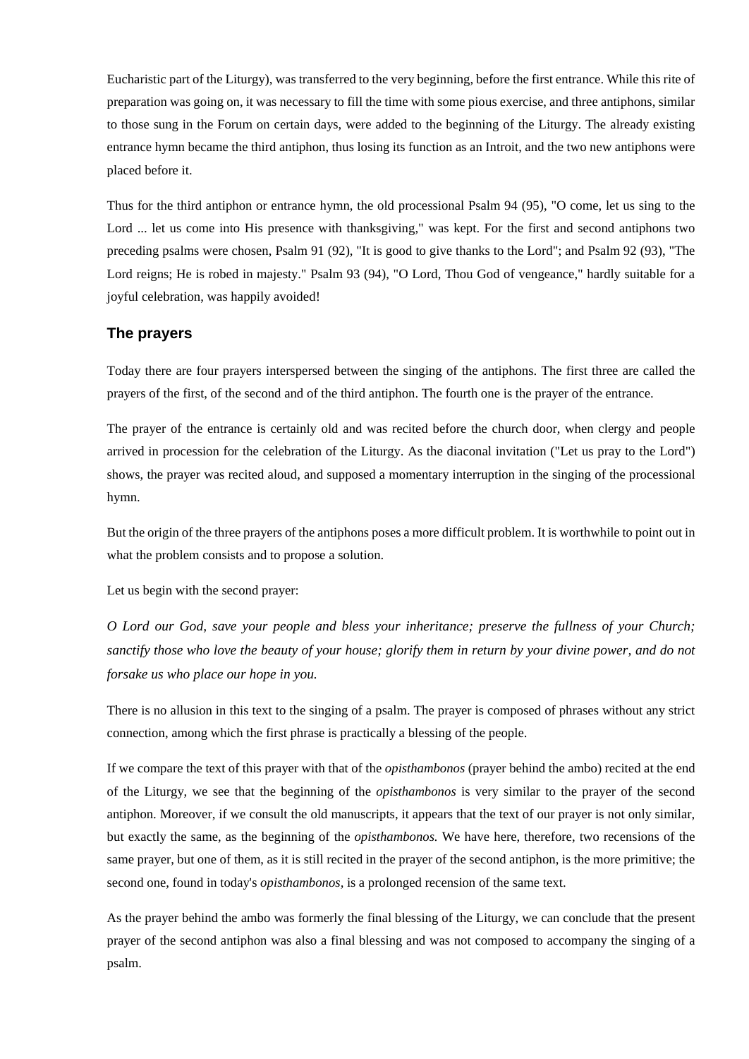Eucharistic part of the Liturgy), was transferred to the very beginning, before the first entrance. While this rite of preparation was going on, it was necessary to fill the time with some pious exercise, and three antiphons, similar to those sung in the Forum on certain days, were added to the beginning of the Liturgy. The already existing entrance hymn became the third antiphon, thus losing its function as an Introit, and the two new antiphons were placed before it.

Thus for the third antiphon or entrance hymn, the old processional Psalm 94 (95), "O come, let us sing to the Lord ... let us come into His presence with thanksgiving," was kept. For the first and second antiphons two preceding psalms were chosen, Psalm 91 (92), "It is good to give thanks to the Lord"; and Psalm 92 (93), "The Lord reigns; He is robed in majesty." Psalm 93 (94), "O Lord, Thou God of vengeance," hardly suitable for a joyful celebration, was happily avoided!

### The prayers

Today there are four prayers interspersed between the singing of the antiphons. The first three are called the prayers of the first, of the second and of the third antiphon. The fourth one is the prayer of the entrance.

The prayer of the entrance is certainly old and was recited before the church door, when clergy and people arrived in procession for the celebration of the Liturgy. As the diaconal invitation ("Let us pray to the Lord") shows, the prayer was recited aloud, and supposed a momentary interruption in the singing of the processional hymn.

But the origin of the three prayers of the antiphons poses a more difficult problem. It is worthwhile to point out in what the problem consists and to propose a solution.

Let us begin with the second prayer:

*O Lord our God, save your people and bless your inheritance; preserve the fullness of your Church; sanctify those who love the beauty of your house; glorify them in return by your divine power, and do not forsake us who place our hope in you.*

There is no allusion in this text to the singing of a psalm. The prayer is composed of phrases without any strict connection, among which the first phrase is practically a blessing of the people.

If we compare the text of this prayer with that of the *opisthambonos* (prayer behind the ambo) recited at the end of the Liturgy, we see that the beginning of the *opisthambonos* is very similar to the prayer of the second antiphon. Moreover, if we consult the old manuscripts, it appears that the text of our prayer is not only similar, but exactly the same, as the beginning of the *opisthambonos.* We have here, therefore, two recensions of the same prayer, but one of them, as it is still recited in the prayer of the second antiphon, is the more primitive; the second one, found in today's *opisthambonos,* is a prolonged recension of the same text.

As the prayer behind the ambo was formerly the final blessing of the Liturgy, we can conclude that the present prayer of the second antiphon was also a final blessing and was not composed to accompany the singing of a psalm.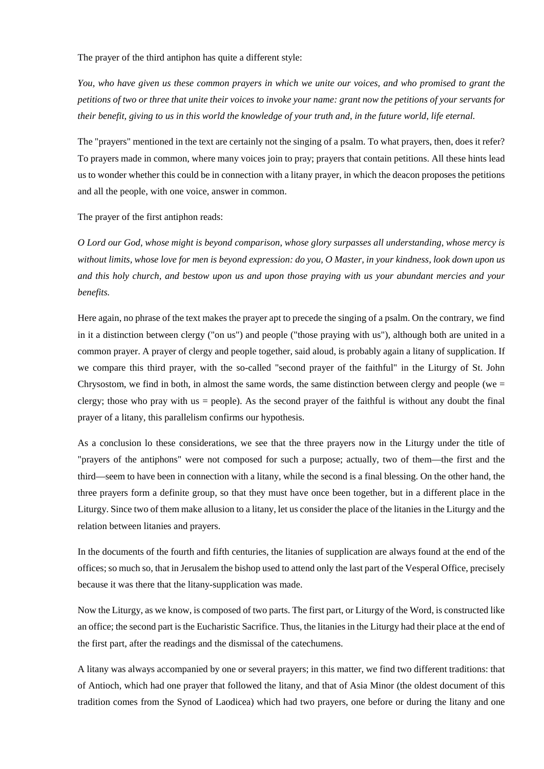The prayer of the third antiphon has quite a different style:

*You, who have given us these common prayers in which we unite our voices, and who promised to grant the petitions of two or three that unite their voices to invoke your name: grant now the petitions of your servants for their benefit, giving to us in this world the knowledge of your truth and, in the future world, life eternal.*

The "prayers" mentioned in the text are certainly not the singing of a psalm. To what prayers, then, does it refer? To prayers made in common, where many voices join to pray; prayers that contain petitions. All these hints lead us to wonder whether this could be in connection with a litany prayer, in which the deacon proposes the petitions and all the people, with one voice, answer in common.

The prayer of the first antiphon reads:

*O Lord our God, whose might is beyond comparison, whose glory surpasses all understanding, whose mercy is without limits, whose love for men is beyond expression: do you, O Master, in your kindness, look down upon us and this holy church, and bestow upon us and upon those praying with us your abundant mercies and your benefits.*

Here again, no phrase of the text makes the prayer apt to precede the singing of a psalm. On the contrary, we find in it a distinction between clergy ("on us") and people ("those praying with us"), although both are united in a common prayer. A prayer of clergy and people together, said aloud, is probably again a litany of supplication. If we compare this third prayer, with the so-called "second prayer of the faithful" in the Liturgy of St. John Chrysostom, we find in both, in almost the same words, the same distinction between clergy and people (we = clergy; those who pray with us = people). As the second prayer of the faithful is without any doubt the final prayer of a litany, this parallelism confirms our hypothesis.

As a conclusion lo these considerations, we see that the three prayers now in the Liturgy under the title of "prayers of the antiphons" were not composed for such a purpose; actually, two of them—the first and the third—seem to have been in connection with a litany, while the second is a final blessing. On the other hand, the three prayers form a definite group, so that they must have once been together, but in a different place in the Liturgy. Since two of them make allusion to a litany, let us consider the place of the litanies in the Liturgy and the relation between litanies and prayers.

In the documents of the fourth and fifth centuries, the litanies of supplication are always found at the end of the offices; so much so, that in Jerusalem the bishop used to attend only the last part of the Vesperal Office, precisely because it was there that the litany-supplication was made.

Now the Liturgy, as we know, is composed of two parts. The first part, or Liturgy of the Word, is constructed like an office; the second part is the Eucharistic Sacrifice. Thus, the litanies in the Liturgy had their place at the end of the first part, after the readings and the dismissal of the catechumens.

A litany was always accompanied by one or several prayers; in this matter, we find two different traditions: that of Antioch, which had one prayer that followed the litany, and that of Asia Minor (the oldest document of this tradition comes from the Synod of Laodicea) which had two prayers, one before or during the litany and one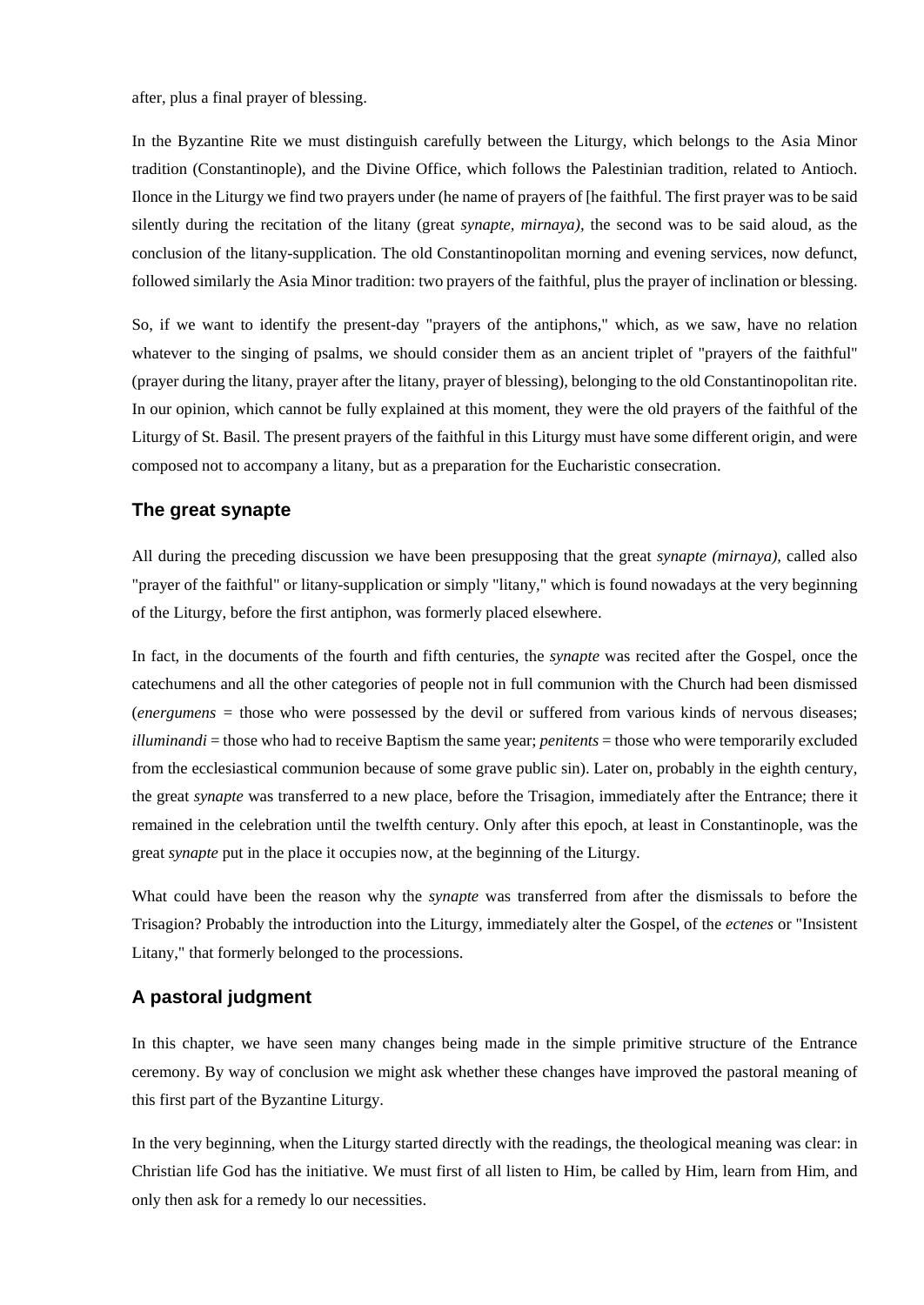after, plus a final prayer of blessing.

In the Byzantine Rite we must distinguish carefully between the Liturgy, which belongs to the Asia Minor tradition (Constantinople), and the Divine Office, which follows the Palestinian tradition, related to Antioch. Ilonce in the Liturgy we find two prayers under (he name of prayers of [he faithful. The first prayer was to be said silently during the recitation of the litany (great *synapte, mirnaya),* the second was to be said aloud, as the conclusion of the litany-supplication. The old Constantinopolitan morning and evening services, now defunct, followed similarly the Asia Minor tradition: two prayers of the faithful, plus the prayer of inclination or blessing.

So, if we want to identify the present-day "prayers of the antiphons," which, as we saw, have no relation whatever to the singing of psalms, we should consider them as an ancient triplet of "prayers of the faithful" (prayer during the litany, prayer after the litany, prayer of blessing), belonging to the old Constantinopolitan rite. In our opinion, which cannot be fully explained at this moment, they were the old prayers of the faithful of the Liturgy of St. Basil. The present prayers of the faithful in this Liturgy must have some different origin, and were composed not to accompany a litany, but as a preparation for the Eucharistic consecration.

## The great synapte

All during the preceding discussion we have been presupposing that the great *synapte (mirnaya),* called also "prayer of the faithful" or litany-supplication or simply "litany," which is found nowadays at the very beginning of the Liturgy, before the first antiphon, was formerly placed elsewhere.

In fact, in the documents of the fourth and fifth centuries, the *synapte* was recited after the Gospel, once the catechumens and all the other categories of people not in full communion with the Church had been dismissed (*energumens* = those who were possessed by the devil or suffered from various kinds of nervous diseases; *illuminandi* = those who had to receive Baptism the same year; *penitents* = those who were temporarily excluded from the ecclesiastical communion because of some grave public sin). Later on, probably in the eighth century, the great *synapte* was transferred to a new place, before the Trisagion, immediately after the Entrance; there it remained in the celebration until the twelfth century. Only after this epoch, at least in Constantinople, was the great *synapte* put in the place it occupies now, at the beginning of the Liturgy.

What could have been the reason why the *synapte* was transferred from after the dismissals to before the Trisagion? Probably the introduction into the Liturgy, immediately alter the Gospel, of the *ectenes* or "Insistent Litany," that formerly belonged to the processions.

## A pastoral judgment

In this chapter, we have seen many changes being made in the simple primitive structure of the Entrance ceremony. By way of conclusion we might ask whether these changes have improved the pastoral meaning of this first part of the Byzantine Liturgy.

In the very beginning, when the Liturgy started directly with the readings, the theological meaning was clear: in Christian life God has the initiative. We must first of all listen to Him, be called by Him, learn from Him, and only then ask for a remedy lo our necessities.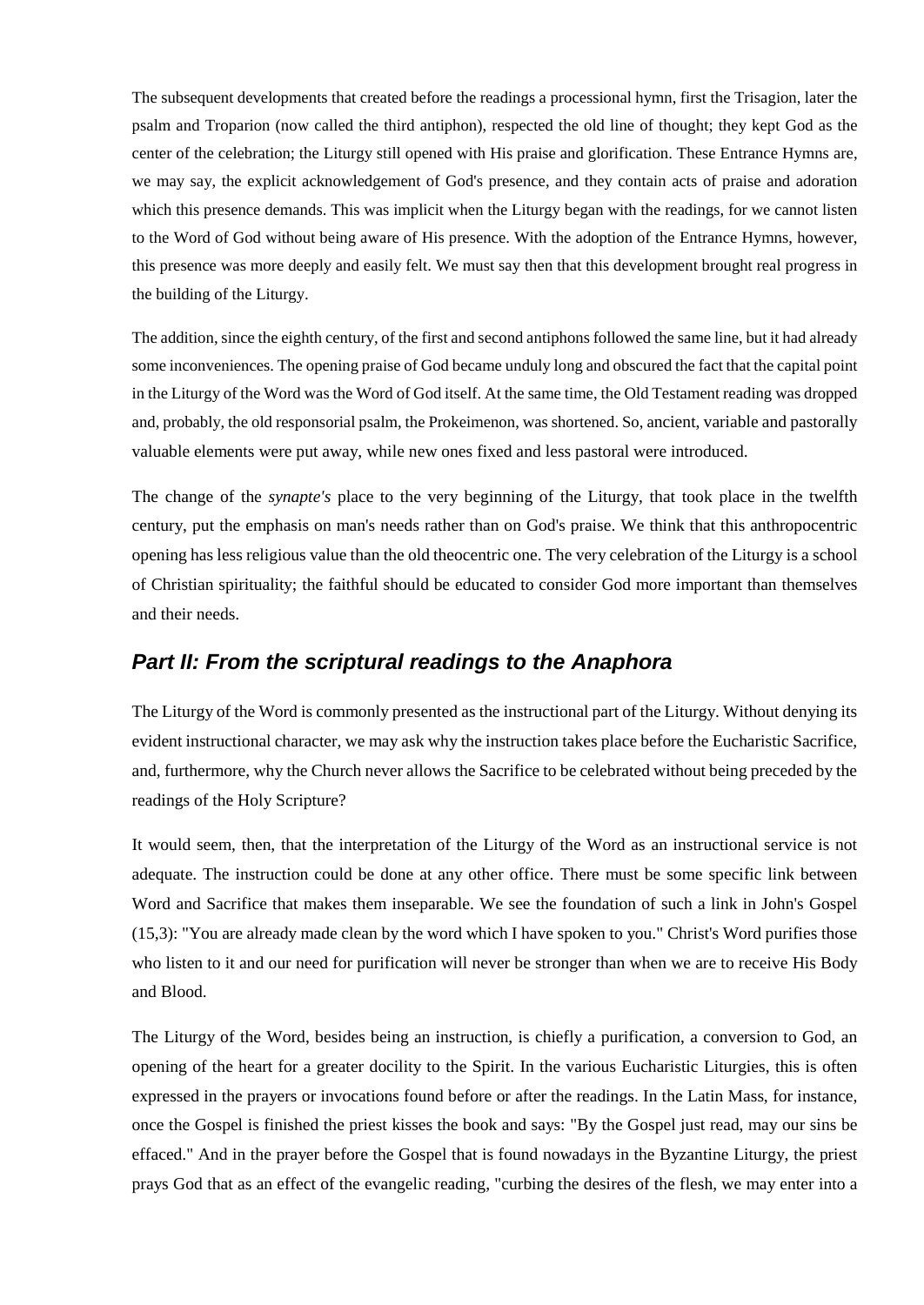The subsequent developments that created before the readings a processional hymn, first the Trisagion, later the psalm and Troparion (now called the third antiphon), respected the old line of thought; they kept God as the center of the celebration; the Liturgy still opened with His praise and glorification. These Entrance Hymns are, we may say, the explicit acknowledgement of God's presence, and they contain acts of praise and adoration which this presence demands. This was implicit when the Liturgy began with the readings, for we cannot listen to the Word of God without being aware of His presence. With the adoption of the Entrance Hymns, however, this presence was more deeply and easily felt. We must say then that this development brought real progress in the building of the Liturgy.

The addition, since the eighth century, of the first and second antiphons followed the same line, but it had already some inconveniences. The opening praise of God became unduly long and obscured the fact that the capital point in the Liturgy of the Word was the Word of God itself. At the same time, the Old Testament reading was dropped and, probably, the old responsorial psalm, the Prokeimenon, was shortened. So, ancient, variable and pastorally valuable elements were put away, while new ones fixed and less pastoral were introduced.

The change of the *synapte's* place to the very beginning of the Liturgy, that took place in the twelfth century, put the emphasis on man's needs rather than on God's praise. We think that this anthropocentric opening has less religious value than the old theocentric one. The very celebration of the Liturgy is a school of Christian spirituality; the faithful should be educated to consider God more important than themselves and their needs.

## *Part II: From the scriptural readings to the Anaphora*

The Liturgy of the Word is commonly presented as the instructional part of the Liturgy. Without denying its evident instructional character, we may ask why the instruction takes place before the Eucharistic Sacrifice, and, furthermore, why the Church never allows the Sacrifice to be celebrated without being preceded by the readings of the Holy Scripture?

It would seem, then, that the interpretation of the Liturgy of the Word as an instructional service is not adequate. The instruction could be done at any other office. There must be some specific link between Word and Sacrifice that makes them inseparable. We see the foundation of such a link in John's Gospel (15,3): "You are already made clean by the word which I have spoken to you." Christ's Word purifies those who listen to it and our need for purification will never be stronger than when we are to receive His Body and Blood.

The Liturgy of the Word, besides being an instruction, is chiefly a purification, a conversion to God, an opening of the heart for a greater docility to the Spirit. In the various Eucharistic Liturgies, this is often expressed in the prayers or invocations found before or after the readings. In the Latin Mass, for instance, once the Gospel is finished the priest kisses the book and says: "By the Gospel just read, may our sins be effaced." And in the prayer before the Gospel that is found nowadays in the Byzantine Liturgy, the priest prays God that as an effect of the evangelic reading, "curbing the desires of the flesh, we may enter into a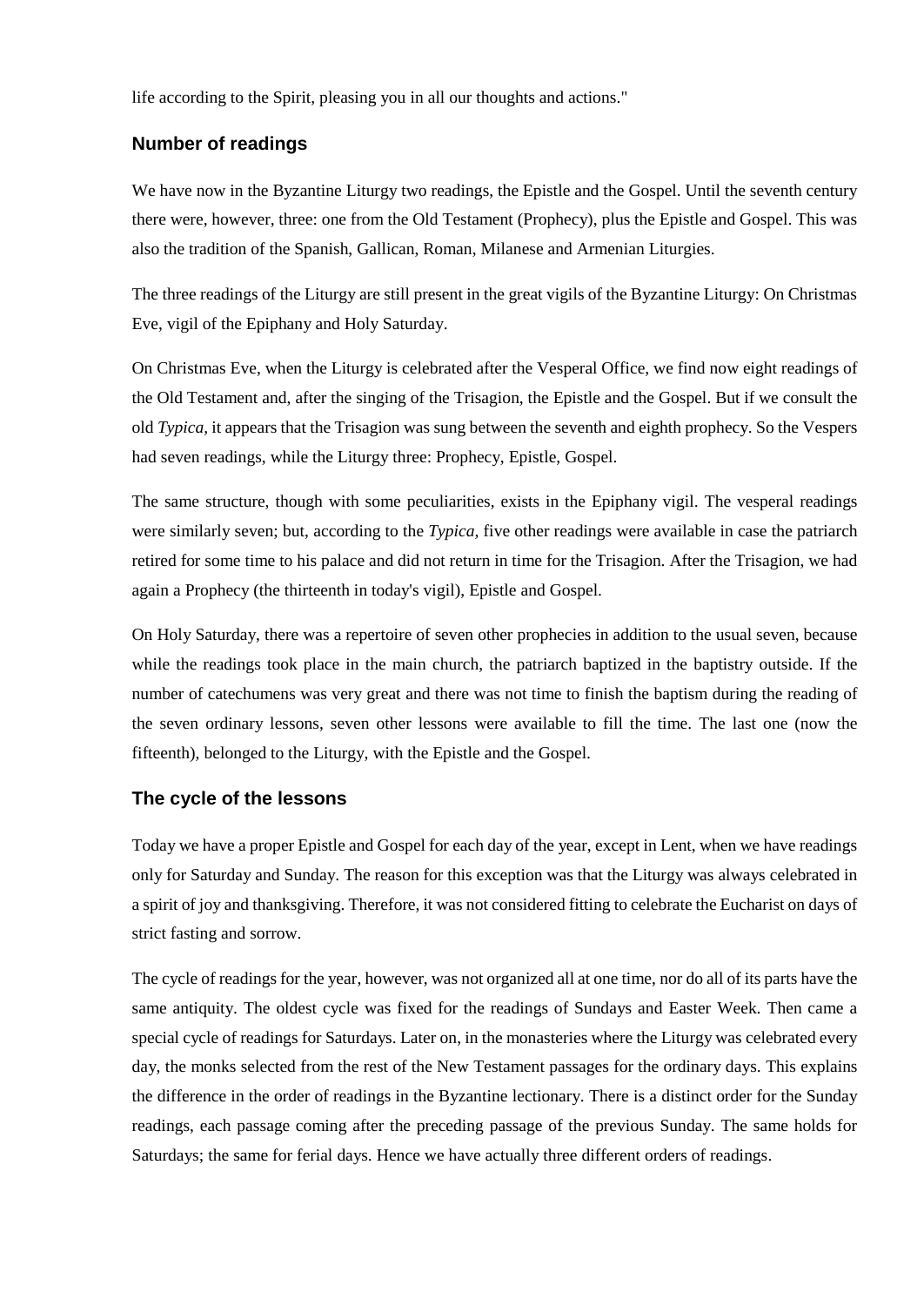life according to the Spirit, pleasing you in all our thoughts and actions."

## Number of readings

We have now in the Byzantine Liturgy two readings, the Epistle and the Gospel. Until the seventh century there were, however, three: one from the Old Testament (Prophecy), plus the Epistle and Gospel. This was also the tradition of the Spanish, Gallican, Roman, Milanese and Armenian Liturgies.

The three readings of the Liturgy are still present in the great vigils of the Byzantine Liturgy: On Christmas Eve, vigil of the Epiphany and Holy Saturday.

On Christmas Eve, when the Liturgy is celebrated after the Vesperal Office, we find now eight readings of the Old Testament and, after the singing of the Trisagion, the Epistle and the Gospel. But if we consult the old *Typica*, it appears that the Trisagion was sung between the seventh and eighth prophecy. So the Vespers had seven readings, while the Liturgy three: Prophecy, Epistle, Gospel.

The same structure, though with some peculiarities, exists in the Epiphany vigil. The vesperal readings were similarly seven; but, according to the *Typica,* five other readings were available in case the patriarch retired for some time to his palace and did not return in time for the Trisagion. After the Trisagion, we had again a Prophecy (the thirteenth in today's vigil), Epistle and Gospel.

On Holy Saturday, there was a repertoire of seven other prophecies in addition to the usual seven, because while the readings took place in the main church, the patriarch baptized in the baptistry outside. If the number of catechumens was very great and there was not time to finish the baptism during the reading of the seven ordinary lessons, seven other lessons were available to fill the time. The last one (now the fifteenth), belonged to the Liturgy, with the Epistle and the Gospel.

## The cycle of the lessons

Today we have a proper Epistle and Gospel for each day of the year, except in Lent, when we have readings only for Saturday and Sunday. The reason for this exception was that the Liturgy was always celebrated in a spirit of joy and thanksgiving. Therefore, it was not considered fitting to celebrate the Eucharist on days of strict fasting and sorrow.

The cycle of readings for the year, however, was not organized all at one time, nor do all of its parts have the same antiquity. The oldest cycle was fixed for the readings of Sundays and Easter Week. Then came a special cycle of readings for Saturdays. Later on, in the monasteries where the Liturgy was celebrated every day, the monks selected from the rest of the New Testament passages for the ordinary days. This explains the difference in the order of readings in the Byzantine lectionary. There is a distinct order for the Sunday readings, each passage coming after the preceding passage of the previous Sunday. The same holds for Saturdays; the same for ferial days. Hence we have actually three different orders of readings.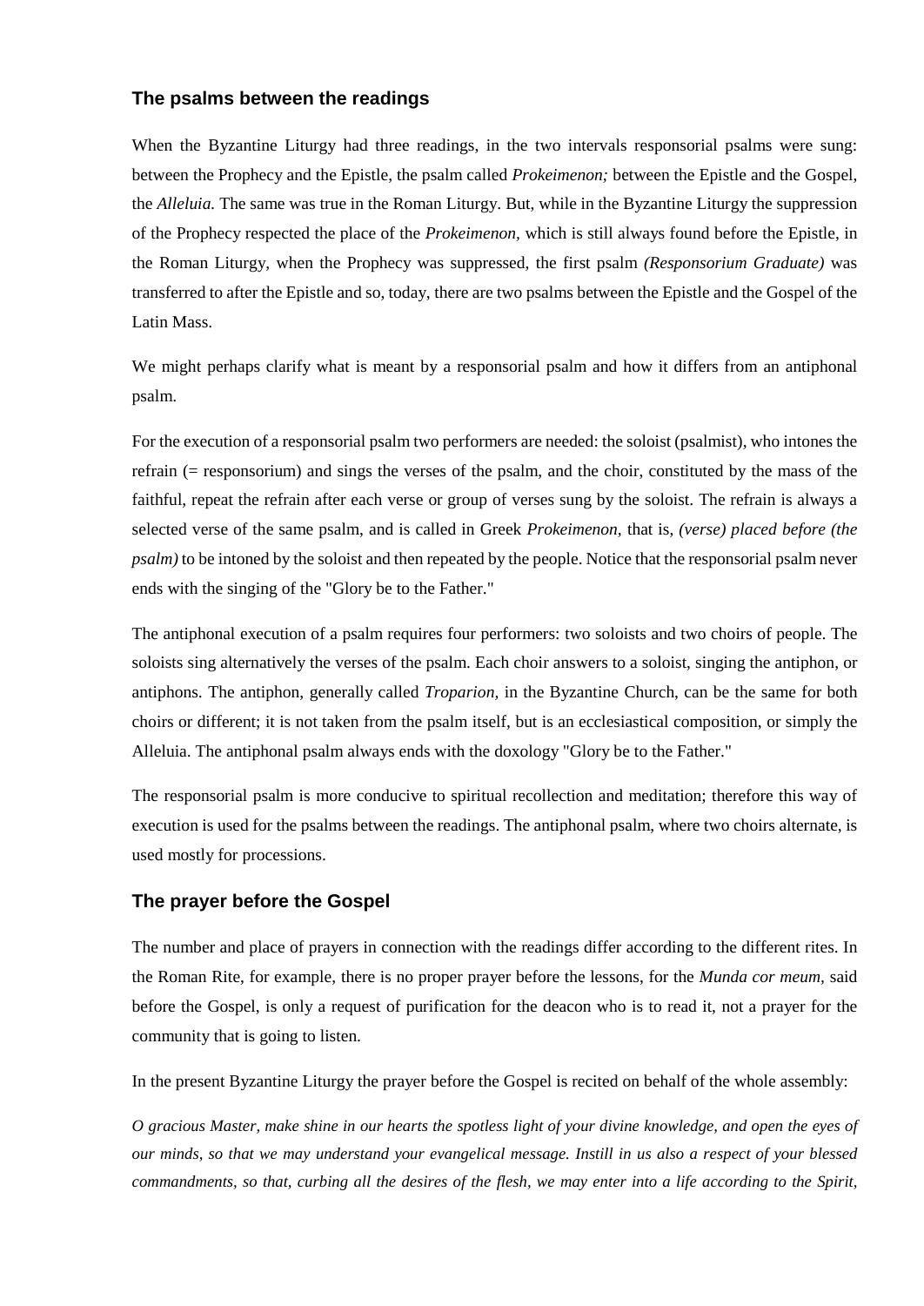## The psalms between the readings

When the Byzantine Liturgy had three readings, in the two intervals responsorial psalms were sung: between the Prophecy and the Epistle, the psalm called *Prokeimenon;* between the Epistle and the Gospel, the *Alleluia.* The same was true in the Roman Liturgy. But, while in the Byzantine Liturgy the suppression of the Prophecy respected the place of the *Prokeimenon,* which is still always found before the Epistle, in the Roman Liturgy, when the Prophecy was suppressed, the first psalm *(Responsorium Graduate)* was transferred to after the Epistle and so, today, there are two psalms between the Epistle and the Gospel of the Latin Mass.

We might perhaps clarify what is meant by a responsorial psalm and how it differs from an antiphonal psalm.

For the execution of a responsorial psalm two performers are needed: the soloist (psalmist), who intones the refrain (= responsorium) and sings the verses of the psalm, and the choir, constituted by the mass of the faithful, repeat the refrain after each verse or group of verses sung by the soloist. The refrain is always a selected verse of the same psalm, and is called in Greek *Prokeimenon,* that is, *(verse) placed before (the psalm)* to be intoned by the soloist and then repeated by the people. Notice that the responsorial psalm never ends with the singing of the "Glory be to the Father."

The antiphonal execution of a psalm requires four performers: two soloists and two choirs of people. The soloists sing alternatively the verses of the psalm. Each choir answers to a soloist, singing the antiphon, or antiphons. The antiphon, generally called *Troparion,* in the Byzantine Church, can be the same for both choirs or different; it is not taken from the psalm itself, but is an ecclesiastical composition, or simply the Alleluia. The antiphonal psalm always ends with the doxology "Glory be to the Father."

The responsorial psalm is more conducive to spiritual recollection and meditation; therefore this way of execution is used for the psalms between the readings. The antiphonal psalm, where two choirs alternate, is used mostly for processions.

## The prayer before the Gospel

The number and place of prayers in connection with the readings differ according to the different rites. In the Roman Rite, for example, there is no proper prayer before the lessons, for the *Munda cor meum,* said before the Gospel, is only a request of purification for the deacon who is to read it, not a prayer for the community that is going to listen.

In the present Byzantine Liturgy the prayer before the Gospel is recited on behalf of the whole assembly:

*O gracious Master, make shine in our hearts the spotless light of your divine knowledge, and open the eyes of our minds, so that we may understand your evangelical message. Instill in us also a respect of your blessed commandments, so that, curbing all the desires of the flesh, we may enter into a life according to the Spirit,*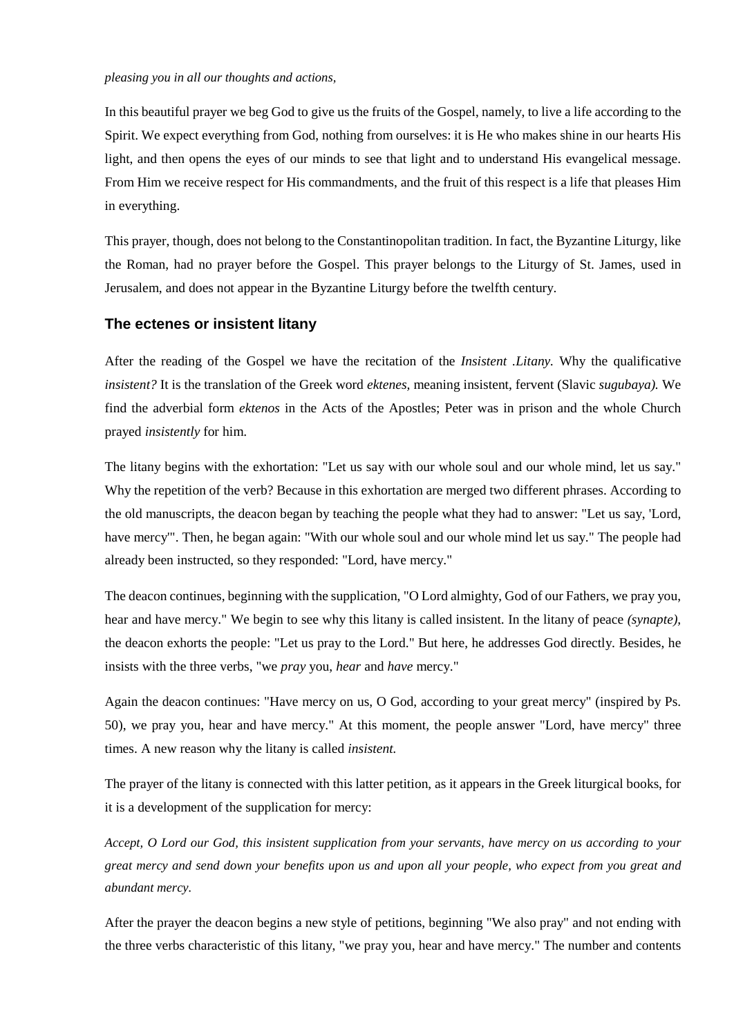*pleasing you in all our thoughts and actions,*

In this beautiful prayer we beg God to give us the fruits of the Gospel, namely, to live a life according to the Spirit. We expect everything from God, nothing from ourselves: it is He who makes shine in our hearts His light, and then opens the eyes of our minds to see that light and to understand His evangelical message. From Him we receive respect for His commandments, and the fruit of this respect is a life that pleases Him in everything.

This prayer, though, does not belong to the Constantinopolitan tradition. In fact, the Byzantine Liturgy, like the Roman, had no prayer before the Gospel. This prayer belongs to the Liturgy of St. James, used in Jerusalem, and does not appear in the Byzantine Liturgy before the twelfth century.

## The ectenes or insistent litany

After the reading of the Gospel we have the recitation of the *Insistent .Litany.* Why the qualificative *insistent?* It is the translation of the Greek word *ektenes,* meaning insistent, fervent (Slavic *sugubaya).* We find the adverbial form *ektenos* in the Acts of the Apostles; Peter was in prison and the whole Church prayed *insistently* for him.

The litany begins with the exhortation: "Let us say with our whole soul and our whole mind, let us say." Why the repetition of the verb? Because in this exhortation are merged two different phrases. According to the old manuscripts, the deacon began by teaching the people what they had to answer: "Let us say, 'Lord, have mercy'". Then, he began again: "With our whole soul and our whole mind let us say." The people had already been instructed, so they responded: "Lord, have mercy."

The deacon continues, beginning with the supplication, "O Lord almighty, God of our Fathers, we pray you, hear and have mercy." We begin to see why this litany is called insistent. In the litany of peace *(synapte),* the deacon exhorts the people: "Let us pray to the Lord." But here, he addresses God directly. Besides, he insists with the three verbs, "we *pray* you, *hear* and *have* mercy."

Again the deacon continues: "Have mercy on us, O God, according to your great mercy" (inspired by Ps. 50), we pray you, hear and have mercy." At this moment, the people answer "Lord, have mercy" three times. A new reason why the litany is called *insistent.*

The prayer of the litany is connected with this latter petition, as it appears in the Greek liturgical books, for it is a development of the supplication for mercy:

*Accept, O Lord our God, this insistent supplication from your servants, have mercy on us according to your great mercy and send down your benefits upon us and upon all your people, who expect from you great and abundant mercy.*

After the prayer the deacon begins a new style of petitions, beginning "We also pray" and not ending with the three verbs characteristic of this litany, "we pray you, hear and have mercy." The number and contents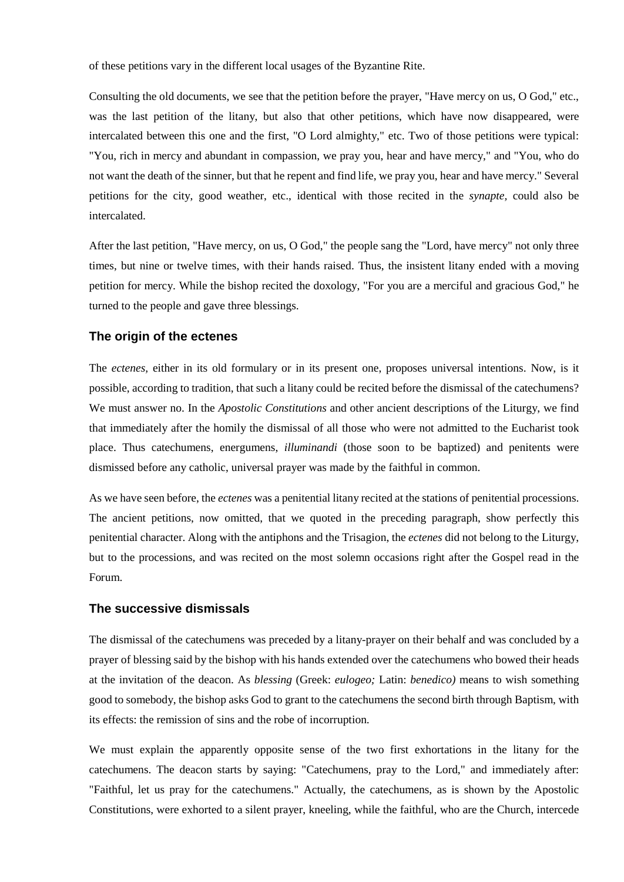of these petitions vary in the different local usages of the Byzantine Rite.

Consulting the old documents, we see that the petition before the prayer, "Have mercy on us, O God," etc., was the last petition of the litany, but also that other petitions, which have now disappeared, were intercalated between this one and the first, "O Lord almighty," etc. Two of those petitions were typical: "You, rich in mercy and abundant in compassion, we pray you, hear and have mercy," and "You, who do not want the death of the sinner, but that he repent and find life, we pray you, hear and have mercy." Several petitions for the city, good weather, etc., identical with those recited in the *synapte,* could also be intercalated.

After the last petition, "Have mercy, on us, O God," the people sang the "Lord, have mercy" not only three times, but nine or twelve times, with their hands raised. Thus, the insistent litany ended with a moving petition for mercy. While the bishop recited the doxology, "For you are a merciful and gracious God," he turned to the people and gave three blessings.

### The origin of the ectenes

The *ectenes,* either in its old formulary or in its present one, proposes universal intentions. Now, is it possible, according to tradition, that such a litany could be recited before the dismissal of the catechumens? We must answer no. In the *Apostolic Constitutions* and other ancient descriptions of the Liturgy, we find that immediately after the homily the dismissal of all those who were not admitted to the Eucharist took place. Thus catechumens, energumens, *illuminandi* (those soon to be baptized) and penitents were dismissed before any catholic, universal prayer was made by the faithful in common.

As we have seen before, the *ectenes* was a penitential litany recited at the stations of penitential processions. The ancient petitions, now omitted, that we quoted in the preceding paragraph, show perfectly this penitential character. Along with the antiphons and the Trisagion, the *ectenes* did not belong to the Liturgy, but to the processions, and was recited on the most solemn occasions right after the Gospel read in the Forum.

### The successive dismissals

The dismissal of the catechumens was preceded by a litany-prayer on their behalf and was concluded by a prayer of blessing said by the bishop with his hands extended over the catechumens who bowed their heads at the invitation of the deacon. As *blessing* (Greek: *eulogeo;* Latin: *benedico)* means to wish something good to somebody, the bishop asks God to grant to the catechumens the second birth through Baptism, with its effects: the remission of sins and the robe of incorruption.

We must explain the apparently opposite sense of the two first exhortations in the litany for the catechumens. The deacon starts by saying: "Catechumens, pray to the Lord," and immediately after: "Faithful, let us pray for the catechumens." Actually, the catechumens, as is shown by the Apostolic Constitutions, were exhorted to a silent prayer, kneeling, while the faithful, who are the Church, intercede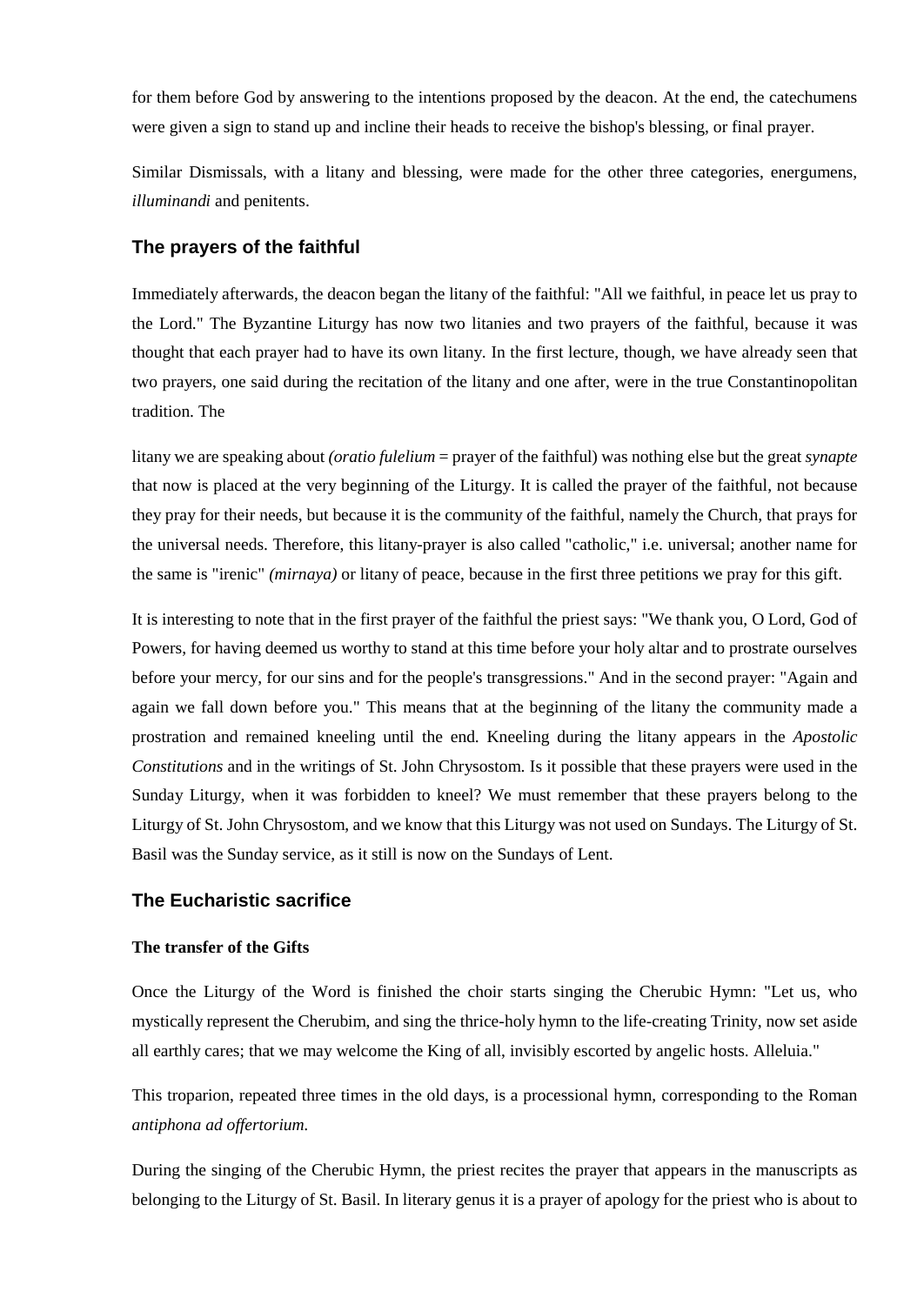for them before God by answering to the intentions proposed by the deacon. At the end, the catechumens were given a sign to stand up and incline their heads to receive the bishop's blessing, or final prayer.

Similar Dismissals, with a litany and blessing, were made for the other three categories, energumens, *illuminandi* and penitents.

## The prayers of the faithful

Immediately afterwards, the deacon began the litany of the faithful: "All we faithful, in peace let us pray to the Lord." The Byzantine Liturgy has now two litanies and two prayers of the faithful, because it was thought that each prayer had to have its own litany. In the first lecture, though, we have already seen that two prayers, one said during the recitation of the litany and one after, were in the true Constantinopolitan tradition. The

litany we are speaking about *(oratio fulelium* = prayer of the faithful) was nothing else but the great *synapte* that now is placed at the very beginning of the Liturgy. It is called the prayer of the faithful, not because they pray for their needs, but because it is the community of the faithful, namely the Church, that prays for the universal needs. Therefore, this litany-prayer is also called "catholic," i.e. universal; another name for the same is "irenic" *(mirnaya)* or litany of peace, because in the first three petitions we pray for this gift.

It is interesting to note that in the first prayer of the faithful the priest says: "We thank you, O Lord, God of Powers, for having deemed us worthy to stand at this time before your holy altar and to prostrate ourselves before your mercy, for our sins and for the people's transgressions." And in the second prayer: "Again and again we fall down before you." This means that at the beginning of the litany the community made a prostration and remained kneeling until the end. Kneeling during the litany appears in the *Apostolic Constitutions* and in the writings of St. John Chrysostom. Is it possible that these prayers were used in the Sunday Liturgy, when it was forbidden to kneel? We must remember that these prayers belong to the Liturgy of St. John Chrysostom, and we know that this Liturgy was not used on Sundays. The Liturgy of St. Basil was the Sunday service, as it still is now on the Sundays of Lent.

## The Eucharistic sacrifice

### The transfer of the Gifts

Once the Liturgy of the Word is finished the choir starts singing the Cherubic Hymn: "Let us, who mystically represent the Cherubim, and sing the thrice-holy hymn to the life-creating Trinity, now set aside all earthly cares; that we may welcome the King of all, invisibly escorted by angelic hosts. Alleluia."

This troparion, repeated three times in the old days, is a processional hymn, corresponding to the Roman *antiphona ad offertorium.*

During the singing of the Cherubic Hymn, the priest recites the prayer that appears in the manuscripts as belonging to the Liturgy of St. Basil. In literary genus it is a prayer of apology for the priest who is about to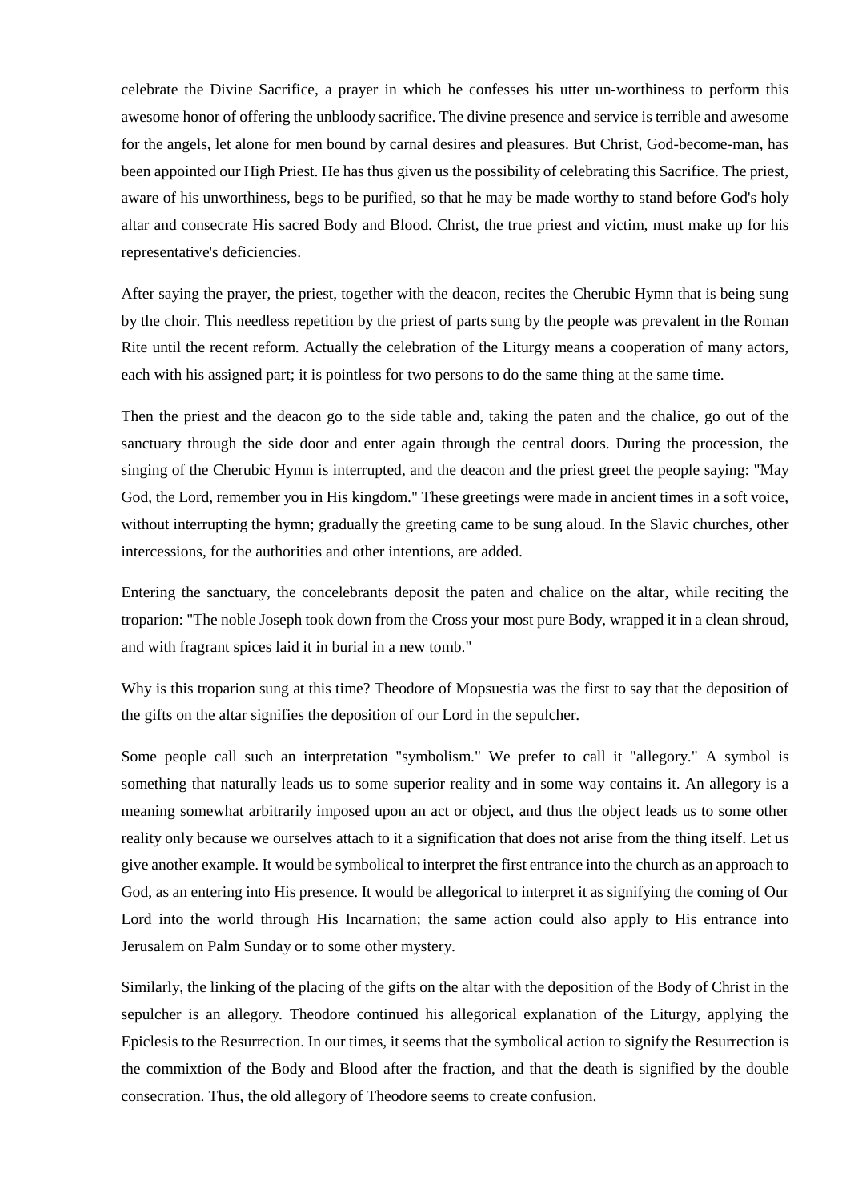celebrate the Divine Sacrifice, a prayer in which he confesses his utter un-worthiness to perform this awesome honor of offering the unbloody sacrifice. The divine presence and service is terrible and awesome for the angels, let alone for men bound by carnal desires and pleasures. But Christ, God-become-man, has been appointed our High Priest. He has thus given us the possibility of celebrating this Sacrifice. The priest, aware of his unworthiness, begs to be purified, so that he may be made worthy to stand before God's holy altar and consecrate His sacred Body and Blood. Christ, the true priest and victim, must make up for his representative's deficiencies.

After saying the prayer, the priest, together with the deacon, recites the Cherubic Hymn that is being sung by the choir. This needless repetition by the priest of parts sung by the people was prevalent in the Roman Rite until the recent reform. Actually the celebration of the Liturgy means a cooperation of many actors, each with his assigned part; it is pointless for two persons to do the same thing at the same time.

Then the priest and the deacon go to the side table and, taking the paten and the chalice, go out of the sanctuary through the side door and enter again through the central doors. During the procession, the singing of the Cherubic Hymn is interrupted, and the deacon and the priest greet the people saying: "May God, the Lord, remember you in His kingdom." These greetings were made in ancient times in a soft voice, without interrupting the hymn; gradually the greeting came to be sung aloud. In the Slavic churches, other intercessions, for the authorities and other intentions, are added.

Entering the sanctuary, the concelebrants deposit the paten and chalice on the altar, while reciting the troparion: "The noble Joseph took down from the Cross your most pure Body, wrapped it in a clean shroud, and with fragrant spices laid it in burial in a new tomb."

Why is this troparion sung at this time? Theodore of Mopsuestia was the first to say that the deposition of the gifts on the altar signifies the deposition of our Lord in the sepulcher.

Some people call such an interpretation "symbolism." We prefer to call it "allegory." A symbol is something that naturally leads us to some superior reality and in some way contains it. An allegory is a meaning somewhat arbitrarily imposed upon an act or object, and thus the object leads us to some other reality only because we ourselves attach to it a signification that does not arise from the thing itself. Let us give another example. It would be symbolical to interpret the first entrance into the church as an approach to God, as an entering into His presence. It would be allegorical to interpret it as signifying the coming of Our Lord into the world through His Incarnation; the same action could also apply to His entrance into Jerusalem on Palm Sunday or to some other mystery.

Similarly, the linking of the placing of the gifts on the altar with the deposition of the Body of Christ in the sepulcher is an allegory. Theodore continued his allegorical explanation of the Liturgy, applying the Epiclesis to the Resurrection. In our times, it seems that the symbolical action to signify the Resurrection is the commixtion of the Body and Blood after the fraction, and that the death is signified by the double consecration. Thus, the old allegory of Theodore seems to create confusion.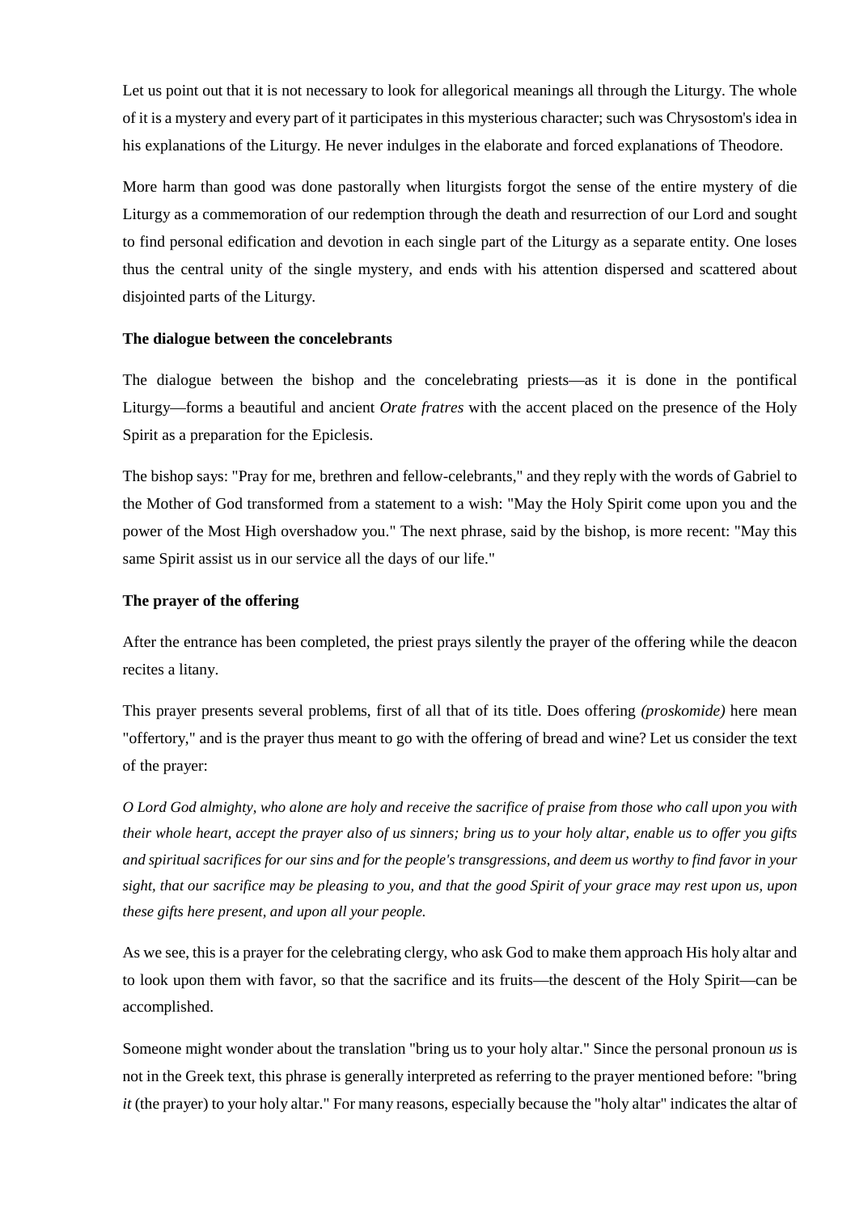Let us point out that it is not necessary to look for allegorical meanings all through the Liturgy. The whole of it is a mystery and every part of it participates in this mysterious character; such was Chrysostom's idea in his explanations of the Liturgy. He never indulges in the elaborate and forced explanations of Theodore.

More harm than good was done pastorally when liturgists forgot the sense of the entire mystery of die Liturgy as a commemoration of our redemption through the death and resurrection of our Lord and sought to find personal edification and devotion in each single part of the Liturgy as a separate entity. One loses thus the central unity of the single mystery, and ends with his attention dispersed and scattered about disjointed parts of the Liturgy.

### The dialogue between the concelebrants

The dialogue between the bishop and the concelebrating priests—as it is done in the pontifical Liturgy—forms a beautiful and ancient *Orate fratres* with the accent placed on the presence of the Holy Spirit as a preparation for the Epiclesis.

The bishop says: "Pray for me, brethren and fellow-celebrants," and they reply with the words of Gabriel to the Mother of God transformed from a statement to a wish: "May the Holy Spirit come upon you and the power of the Most High overshadow you." The next phrase, said by the bishop, is more recent: "May this same Spirit assist us in our service all the days of our life."

### The prayer of the offering

After the entrance has been completed, the priest prays silently the prayer of the offering while the deacon recites a litany.

This prayer presents several problems, first of all that of its title. Does offering *(proskomide)* here mean "offertory," and is the prayer thus meant to go with the offering of bread and wine? Let us consider the text of the prayer:

*O Lord God almighty, who alone are holy and receive the sacrifice of praise from those who call upon you with their whole heart, accept the prayer also of us sinners; bring us to your holy altar, enable us to offer you gifts and spiritual sacrifices for our sins and for the people's transgressions, and deem us worthy to find favor in your sight, that our sacrifice may be pleasing to you, and that the good Spirit of your grace may rest upon us, upon these gifts here present, and upon all your people.*

As we see, this is a prayer for the celebrating clergy, who ask God to make them approach His holy altar and to look upon them with favor, so that the sacrifice and its fruits—the descent of the Holy Spirit—can be accomplished.

Someone might wonder about the translation "bring us to your holy altar." Since the personal pronoun *us* is not in the Greek text, this phrase is generally interpreted as referring to the prayer mentioned before: "bring *it* (the prayer) to your holy altar." For many reasons, especially because the "holy altar" indicates the altar of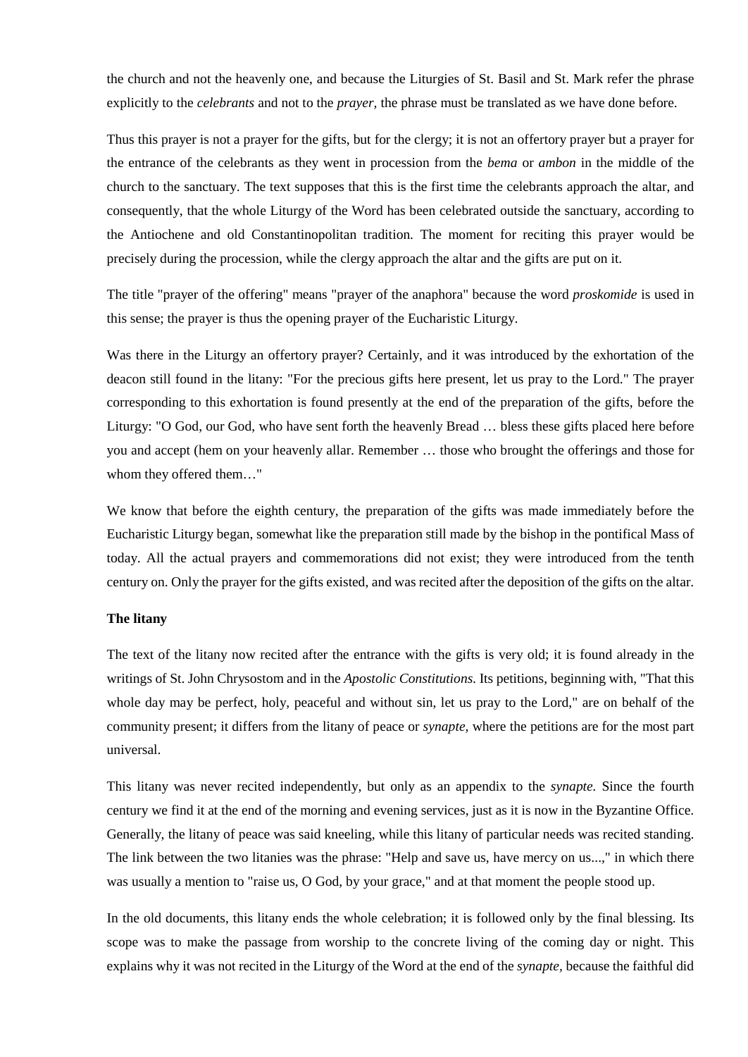the church and not the heavenly one, and because the Liturgies of St. Basil and St. Mark refer the phrase explicitly to the *celebrants* and not to the *prayer*, the phrase must be translated as we have done before.

Thus this prayer is not a prayer for the gifts, but for the clergy; it is not an offertory prayer but a prayer for the entrance of the celebrants as they went in procession from the *bema* or *ambon* in the middle of the church to the sanctuary. The text supposes that this is the first time the celebrants approach the altar, and consequently, that the whole Liturgy of the Word has been celebrated outside the sanctuary, according to the Antiochene and old Constantinopolitan tradition. The moment for reciting this prayer would be precisely during the procession, while the clergy approach the altar and the gifts are put on it.

The title "prayer of the offering" means "prayer of the anaphora" because the word *proskomide* is used in this sense; the prayer is thus the opening prayer of the Eucharistic Liturgy.

Was there in the Liturgy an offertory prayer? Certainly, and it was introduced by the exhortation of the deacon still found in the litany: "For the precious gifts here present, let us pray to the Lord." The prayer corresponding to this exhortation is found presently at the end of the preparation of the gifts, before the Liturgy: "O God, our God, who have sent forth the heavenly Bread … bless these gifts placed here before you and accept (hem on your heavenly allar. Remember … those who brought the offerings and those for whom they offered them…"

We know that before the eighth century, the preparation of the gifts was made immediately before the Eucharistic Liturgy began, somewhat like the preparation still made by the bishop in the pontifical Mass of today. All the actual prayers and commemorations did not exist; they were introduced from the tenth century on. Only the prayer for the gifts existed, and was recited after the deposition of the gifts on the altar.

**The litany**

The text of the litany now recited after the entrance with the gifts is very old; it is found already in the writings of St. John Chrysostom and in the *Apostolic Constitutions.* Its petitions, beginning with, "That this whole day may be perfect, holy, peaceful and without sin, let us pray to the Lord," are on behalf of the community present; it differs from the litany of peace or *synapte,* where the petitions are for the most part universal.

This litany was never recited independently, but only as an appendix to the *synapte.* Since the fourth century we find it at the end of the morning and evening services, just as it is now in the Byzantine Office. Generally, the litany of peace was said kneeling, while this litany of particular needs was recited standing. The link between the two litanies was the phrase: "Help and save us, have mercy on us...," in which there was usually a mention to "raise us, O God, by your grace," and at that moment the people stood up.

In the old documents, this litany ends the whole celebration; it is followed only by the final blessing. Its scope was to make the passage from worship to the concrete living of the coming day or night. This explains why it was not recited in the Liturgy of the Word at the end of the *synapte,* because the faithful did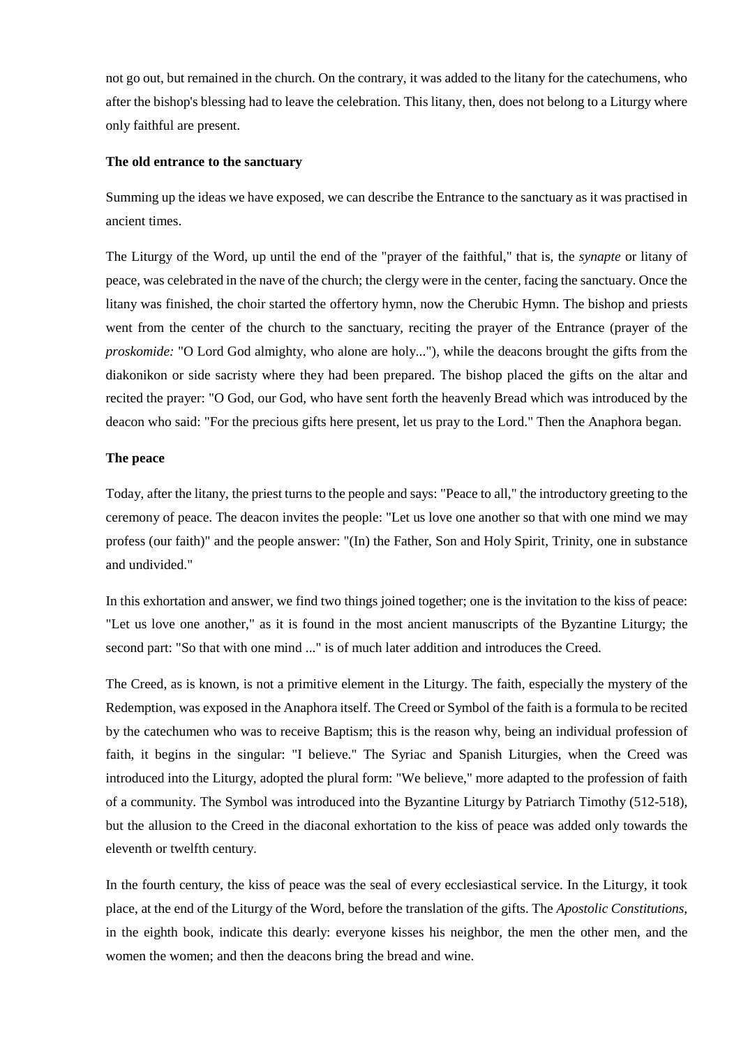not go out, but remained in the church. On the contrary, it was added to the litany for the catechumens, who after the bishop's blessing had to leave the celebration. This litany, then, does not belong to a Liturgy where only faithful are present.

**The old entrance to the sanctuary**

Summing up the ideas we have exposed, we can describe the Entrance to the sanctuary as it was practised in ancient times.

The Liturgy of the Word, up until the end of the "prayer of the faithful," that is, the *synapte* or litany of peace, was celebrated in the nave of the church; the clergy were in the center, facing the sanctuary. Once the litany was finished, the choir started the offertory hymn, now the Cherubic Hymn. The bishop and priests went from the center of the church to the sanctuary, reciting the prayer of the Entrance (prayer of the *proskomide:* "O Lord God almighty, who alone are holy..."), while the deacons brought the gifts from the diakonikon or side sacristy where they had been prepared. The bishop placed the gifts on the altar and recited the prayer: "O God, our God, who have sent forth the heavenly Bread which was introduced by the deacon who said: "For the precious gifts here present, let us pray to the Lord." Then the Anaphora began.

**The peace**

Today, after the litany, the priest turns to the people and says: "Peace to all," the introductory greeting to the ceremony of peace. The deacon invites the people: "Let us love one another so that with one mind we may profess (our faith)" and the people answer: "(In) the Father, Son and Holy Spirit, Trinity, one in substance and undivided."

In this exhortation and answer, we find two things joined together; one is the invitation to the kiss of peace: "Let us love one another," as it is found in the most ancient manuscripts of the Byzantine Liturgy; the second part: "So that with one mind ..." is of much later addition and introduces the Creed.

The Creed, as is known, is not a primitive element in the Liturgy. The faith, especially the mystery of the Redemption, was exposed in the Anaphora itself. The Creed or Symbol of the faith is a formula to be recited by the catechumen who was to receive Baptism; this is the reason why, being an individual profession of faith, it begins in the singular: "I believe." The Syriac and Spanish Liturgies, when the Creed was introduced into the Liturgy, adopted the plural form: "We believe," more adapted to the profession of faith of a community. The Symbol was introduced into the Byzantine Liturgy by Patriarch Timothy (512-518), but the allusion to the Creed in the diaconal exhortation to the kiss of peace was added only towards the eleventh or twelfth century.

In the fourth century, the kiss of peace was the seal of every ecclesiastical service. In the Liturgy, it took place, at the end of the Liturgy of the Word, before the translation of the gifts. The *Apostolic Constitutions,* in the eighth book, indicate this dearly: everyone kisses his neighbor, the men the other men, and the women the women; and then the deacons bring the bread and wine.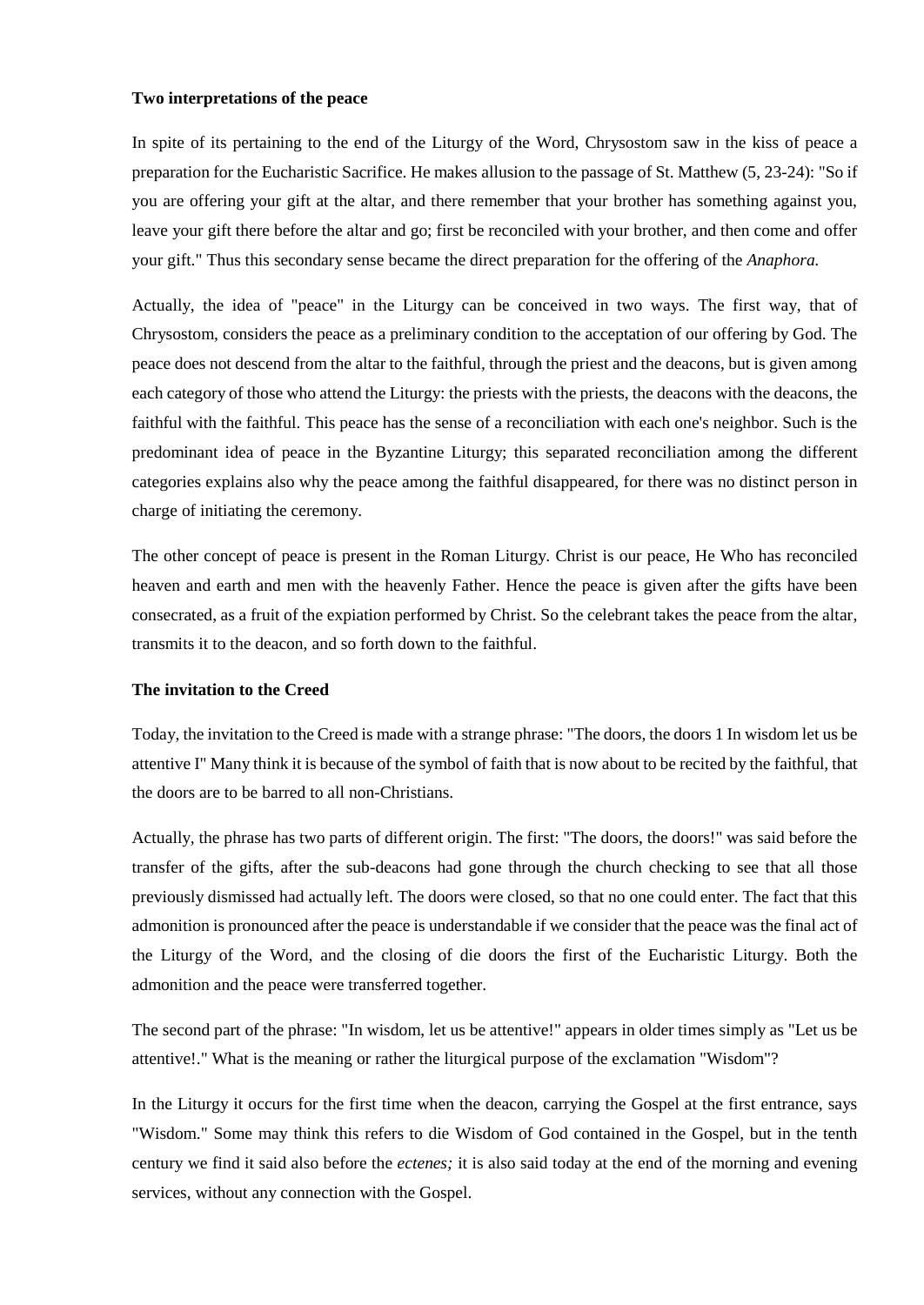**Two interpretations of the peace**

In spite of its pertaining to the end of the Liturgy of the Word, Chrysostom saw in the kiss of peace a preparation for the Eucharistic Sacrifice. He makes allusion to the passage of St. Matthew (5, 23-24): "So if you are offering your gift at the altar, and there remember that your brother has something against you, leave your gift there before the altar and go; first be reconciled with your brother, and then come and offer your gift." Thus this secondary sense became the direct preparation for the offering of the *Anaphora.*

Actually, the idea of "peace" in the Liturgy can be conceived in two ways. The first way, that of Chrysostom, considers the peace as a preliminary condition to the acceptation of our offering by God. The peace does not descend from the altar to the faithful, through the priest and the deacons, but is given among each category of those who attend the Liturgy: the priests with the priests, the deacons with the deacons, the faithful with the faithful. This peace has the sense of a reconciliation with each one's neighbor. Such is the predominant idea of peace in the Byzantine Liturgy; this separated reconciliation among the different categories explains also why the peace among the faithful disappeared, for there was no distinct person in charge of initiating the ceremony.

The other concept of peace is present in the Roman Liturgy. Christ is our peace, He Who has reconciled heaven and earth and men with the heavenly Father. Hence the peace is given after the gifts have been consecrated, as a fruit of the expiation performed by Christ. So the celebrant takes the peace from the altar, transmits it to the deacon, and so forth down to the faithful.

**The invitation to the Creed**

Today, the invitation to the Creed is made with a strange phrase: "The doors, the doors 1 In wisdom let us be attentive I" Many think it is because of the symbol of faith that is now about to be recited by the faithful, that the doors are to be barred to all non-Christians.

Actually, the phrase has two parts of different origin. The first: "The doors, the doors!" was said before the transfer of the gifts, after the sub-deacons had gone through the church checking to see that all those previously dismissed had actually left. The doors were closed, so that no one could enter. The fact that this admonition is pronounced after the peace is understandable if we consider that the peace was the final act of the Liturgy of the Word, and the closing of die doors the first of the Eucharistic Liturgy. Both the admonition and the peace were transferred together.

The second part of the phrase: "In wisdom, let us be attentive!" appears in older times simply as "Let us be attentive!." What is the meaning or rather the liturgical purpose of the exclamation "Wisdom"?

In the Liturgy it occurs for the first time when the deacon, carrying the Gospel at the first entrance, says "Wisdom." Some may think this refers to die Wisdom of God contained in the Gospel, but in the tenth century we find it said also before the *ectenes;* it is also said today at the end of the morning and evening services, without any connection with the Gospel.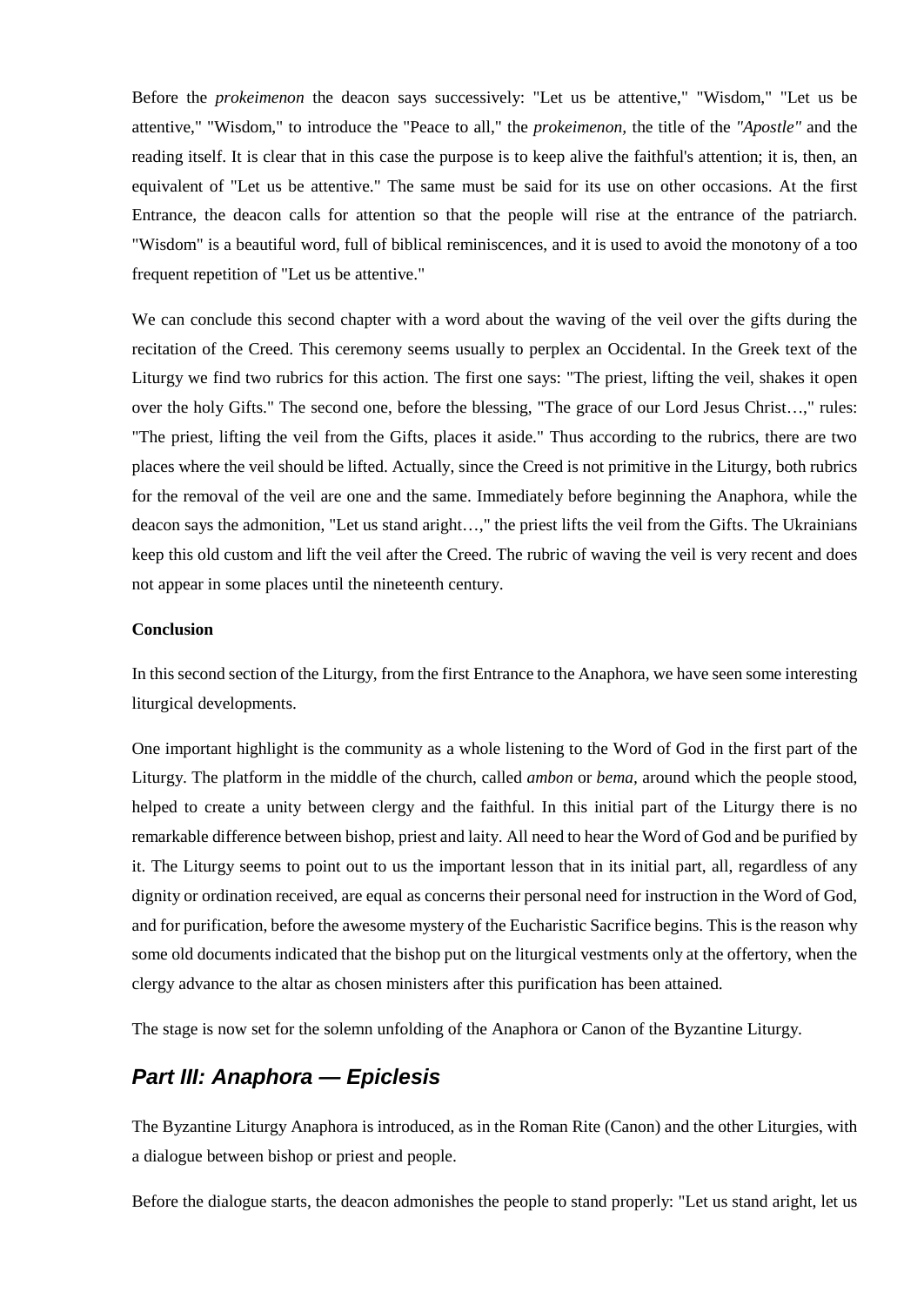Before the *prokeimenon* the deacon says successively: "Let us be attentive," "Wisdom," "Let us be attentive," "Wisdom," to introduce the "Peace to all," the *prokeimenon,* the title of the *"Apostle"* and the reading itself. It is clear that in this case the purpose is to keep alive the faithful's attention; it is, then, an equivalent of "Let us be attentive." The same must be said for its use on other occasions. At the first Entrance, the deacon calls for attention so that the people will rise at the entrance of the patriarch. "Wisdom" is a beautiful word, full of biblical reminiscences, and it is used to avoid the monotony of a too frequent repetition of "Let us be attentive."

We can conclude this second chapter with a word about the waving of the veil over the gifts during the recitation of the Creed. This ceremony seems usually to perplex an Occidental. In the Greek text of the Liturgy we find two rubrics for this action. The first one says: "The priest, lifting the veil, shakes it open over the holy Gifts." The second one, before the blessing, "The grace of our Lord Jesus Christ…," rules: "The priest, lifting the veil from the Gifts, places it aside." Thus according to the rubrics, there are two places where the veil should be lifted. Actually, since the Creed is not primitive in the Liturgy, both rubrics for the removal of the veil are one and the same. Immediately before beginning the Anaphora, while the deacon says the admonition, "Let us stand aright…," the priest lifts the veil from the Gifts. The Ukrainians keep this old custom and lift the veil after the Creed. The rubric of waving the veil is very recent and does not appear in some places until the nineteenth century.

**Conclusion**

In this second section of the Liturgy, from the first Entrance to the Anaphora, we have seen some interesting liturgical developments.

One important highlight is the community as a whole listening to the Word of God in the first part of the Liturgy. The platform in the middle of the church, called *ambon* or *bema,* around which the people stood, helped to create a unity between clergy and the faithful. In this initial part of the Liturgy there is no remarkable difference between bishop, priest and laity. All need to hear the Word of God and be purified by it. The Liturgy seems to point out to us the important lesson that in its initial part, all, regardless of any dignity or ordination received, are equal as concerns their personal need for instruction in the Word of God, and for purification, before the awesome mystery of the Eucharistic Sacrifice begins. This is the reason why some old documents indicated that the bishop put on the liturgical vestments only at the offertory, when the clergy advance to the altar as chosen ministers after this purification has been attained.

The stage is now set for the solemn unfolding of the Anaphora or Canon of the Byzantine Liturgy.

## *Part III: Anaphora — Epiclesis*

The Byzantine Liturgy Anaphora is introduced, as in the Roman Rite (Canon) and the other Liturgies, with a dialogue between bishop or priest and people.

Before the dialogue starts, the deacon admonishes the people to stand properly: "Let us stand aright, let us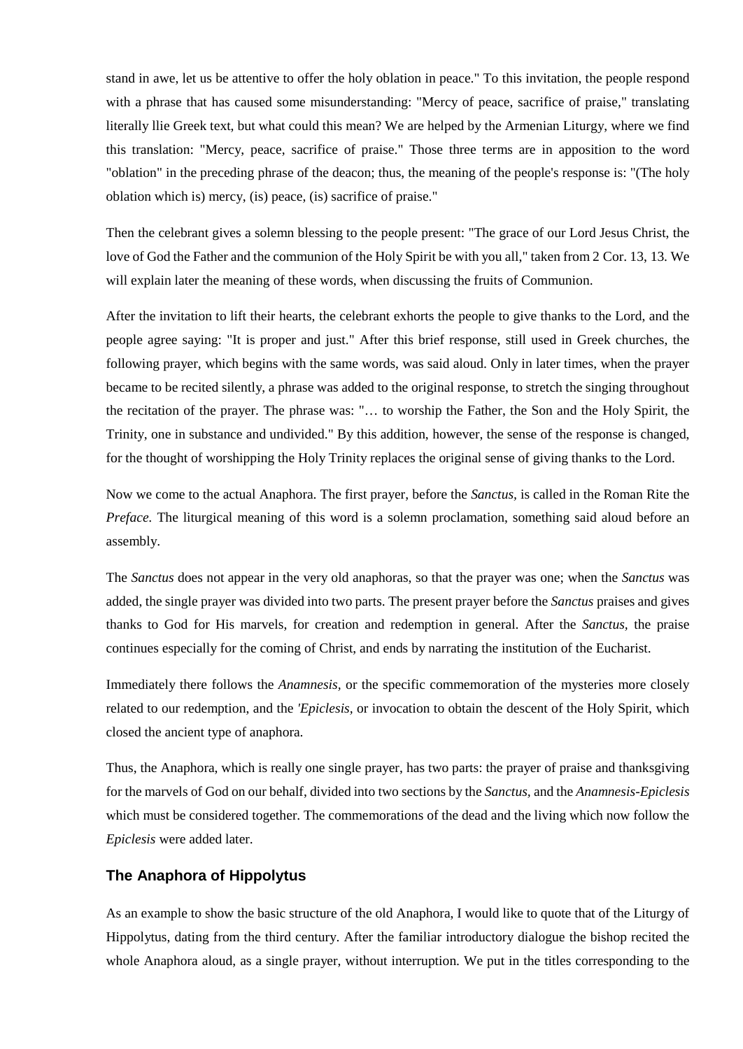stand in awe, let us be attentive to offer the holy oblation in peace." To this invitation, the people respond with a phrase that has caused some misunderstanding: "Mercy of peace, sacrifice of praise," translating literally llie Greek text, but what could this mean? We are helped by the Armenian Liturgy, where we find this translation: "Mercy, peace, sacrifice of praise." Those three terms are in apposition to the word "oblation" in the preceding phrase of the deacon; thus, the meaning of the people's response is: "(The holy oblation which is) mercy, (is) peace, (is) sacrifice of praise."

Then the celebrant gives a solemn blessing to the people present: "The grace of our Lord Jesus Christ, the love of God the Father and the communion of the Holy Spirit be with you all," taken from 2 Cor. 13, 13. We will explain later the meaning of these words, when discussing the fruits of Communion.

After the invitation to lift their hearts, the celebrant exhorts the people to give thanks to the Lord, and the people agree saying: "It is proper and just." After this brief response, still used in Greek churches, the following prayer, which begins with the same words, was said aloud. Only in later times, when the prayer became to be recited silently, a phrase was added to the original response, to stretch the singing throughout the recitation of the prayer. The phrase was: "… to worship the Father, the Son and the Holy Spirit, the Trinity, one in substance and undivided." By this addition, however, the sense of the response is changed, for the thought of worshipping the Holy Trinity replaces the original sense of giving thanks to the Lord.

Now we come to the actual Anaphora. The first prayer, before the *Sanctus*, is called in the Roman Rite the *Preface*. The liturgical meaning of this word is a solemn proclamation, something said aloud before an assembly.

The *Sanctus* does not appear in the very old anaphoras, so that the prayer was one; when the *Sanctus* was added, the single prayer was divided into two parts. The present prayer before the *Sanctus* praises and gives thanks to God for His marvels, for creation and redemption in general. After the *Sanctus*, the praise continues especially for the coming of Christ, and ends by narrating the institution of the Eucharist.

Immediately there follows the *Anamnesis*, or the specific commemoration of the mysteries more closely related to our redemption, and the *'Epiclesis*, or invocation to obtain the descent of the Holy Spirit, which closed the ancient type of anaphora.

Thus, the Anaphora, which is really one single prayer, has two parts: the prayer of praise and thanksgiving for the marvels of God on our behalf, divided into two sections by the *Sanctus*, and the *Anamnesis-Epiclesis* which must be considered together. The commemorations of the dead and the living which now follow the *Epiclesis* were added later.

### The Anaphora of Hippolytus

As an example to show the basic structure of the old Anaphora, I would like to quote that of the Liturgy of Hippolytus, dating from the third century. After the familiar introductory dialogue the bishop recited the whole Anaphora aloud, as a single prayer, without interruption. We put in the titles corresponding to the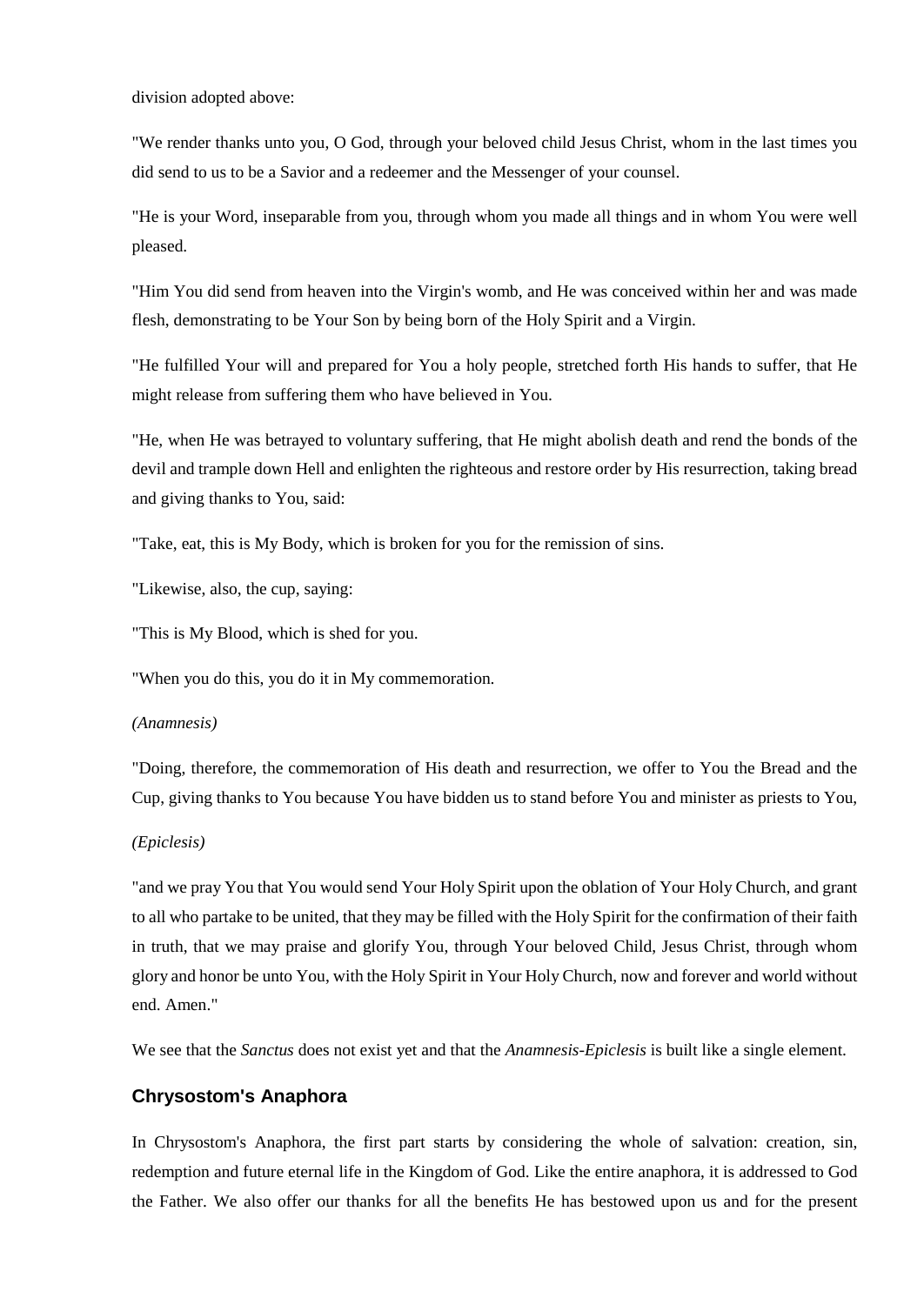division adopted above:

"We render thanks unto you, O God, through your beloved child Jesus Christ, whom in the last times you did send to us to be a Savior and a redeemer and the Messenger of your counsel.

"He is your Word, inseparable from you, through whom you made all things and in whom You were well pleased.

"Him You did send from heaven into the Virgin's womb, and He was conceived within her and was made flesh, demonstrating to be Your Son by being born of the Holy Spirit and a Virgin.

"He fulfilled Your will and prepared for You a holy people, stretched forth His hands to suffer, that He might release from suffering them who have believed in You.

"He, when He was betrayed to voluntary suffering, that He might abolish death and rend the bonds of the devil and trample down Hell and enlighten the righteous and restore order by His resurrection, taking bread and giving thanks to You, said:

"Take, eat, this is My Body, which is broken for you for the remission of sins.

"Likewise, also, the cup, saying:

"This is My Blood, which is shed for you.

"When you do this, you do it in My commemoration.

*(Anamnesis)*

"Doing, therefore, the commemoration of His death and resurrection, we offer to You the Bread and the Cup, giving thanks to You because You have bidden us to stand before You and minister as priests to You,

*(Epiclesis)*

"and we pray You that You would send Your Holy Spirit upon the oblation of Your Holy Church, and grant to all who partake to be united, that they may be filled with the Holy Spirit for the confirmation of their faith in truth, that we may praise and glorify You, through Your beloved Child, Jesus Christ, through whom glory and honor be unto You, with the Holy Spirit in Your Holy Church, now and forever and world without end. Amen."

We see that the *Sanctus* does not exist yet and that the *Anamnesis-Epiclesis* is built like a single element.

### Chrysostom's Anaphora

In Chrysostom's Anaphora, the first part starts by considering the whole of salvation: creation, sin, redemption and future eternal life in the Kingdom of God. Like the entire anaphora, it is addressed to God the Father. We also offer our thanks for all the benefits He has bestowed upon us and for the present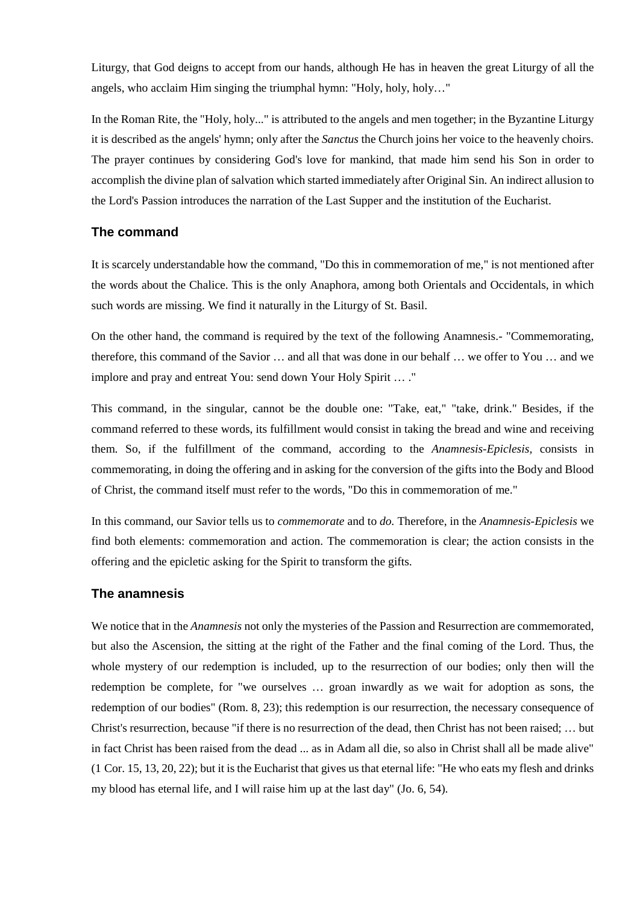Liturgy, that God deigns to accept from our hands, although He has in heaven the great Liturgy of all the angels, who acclaim Him singing the triumphal hymn: "Holy, holy, holy…"

In the Roman Rite, the "Holy, holy..." is attributed to the angels and men together; in the Byzantine Liturgy it is described as the angels' hymn; only after the *Sanctus* the Church joins her voice to the heavenly choirs. The prayer continues by considering God's love for mankind, that made him send his Son in order to accomplish the divine plan of salvation which started immediately after Original Sin. An indirect allusion to the Lord's Passion introduces the narration of the Last Supper and the institution of the Eucharist.

### The command

It is scarcely understandable how the command, "Do this in commemoration of me," is not mentioned after the words about the Chalice. This is the only Anaphora, among both Orientals and Occidentals, in which such words are missing. We find it naturally in the Liturgy of St. Basil.

On the other hand, the command is required by the text of the following Anamnesis.- "Commemorating, therefore, this command of the Savior … and all that was done in our behalf … we offer to You … and we implore and pray and entreat You: send down Your Holy Spirit … ."

This command, in the singular, cannot be the double one: "Take, eat," "take, drink." Besides, if the command referred to these words, its fulfillment would consist in taking the bread and wine and receiving them. So, if the fulfillment of the command, according to the *Anamnesis-Epiclesis*, consists in commemorating, in doing the offering and in asking for the conversion of the gifts into the Body and Blood of Christ, the command itself must refer to the words, "Do this in commemoration of me."

In this command, our Savior tells us to *commemorate* and to *do.* Therefore, in the *Anamnesis-Epiclesis* we find both elements: commemoration and action. The commemoration is clear; the action consists in the offering and the epicletic asking for the Spirit to transform the gifts.

### The anamnesis

We notice that in the *Anamnesis* not only the mysteries of the Passion and Resurrection are commemorated, but also the Ascension, the sitting at the right of the Father and the final coming of the Lord. Thus, the whole mystery of our redemption is included, up to the resurrection of our bodies; only then will the redemption be complete, for "we ourselves … groan inwardly as we wait for adoption as sons, the redemption of our bodies" (Rom. 8, 23); this redemption is our resurrection, the necessary consequence of Christ's resurrection, because "if there is no resurrection of the dead, then Christ has not been raised; … but in fact Christ has been raised from the dead ... as in Adam all die, so also in Christ shall all be made alive" (1 Cor. 15, 13, 20, 22); but it is the Eucharist that gives us that eternal life: "He who eats my flesh and drinks my blood has eternal life, and I will raise him up at the last day" (Jo. 6, 54).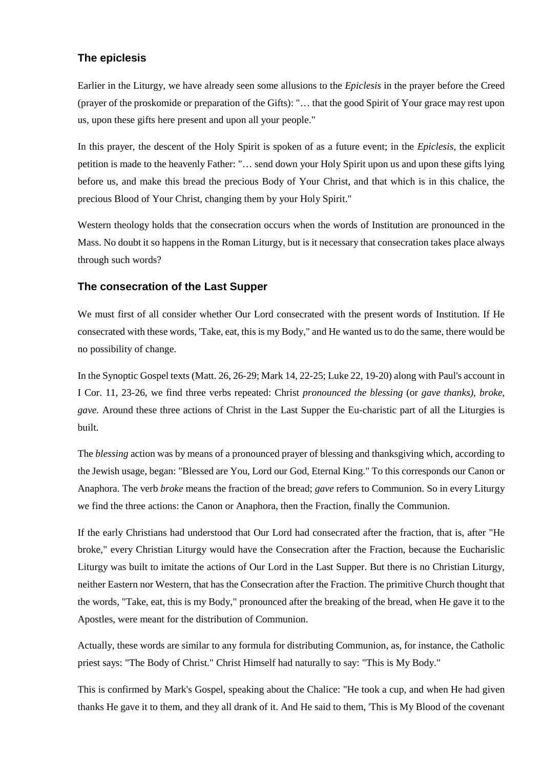## The epiclesis

Earlier in the Liturgy, we have already seen some allusions to the *Epiclesis* in the prayer before the Creed (prayer of the proskomide or preparation of the Gifts): "… that the good Spirit of Your grace may rest upon us, upon these gifts here present and upon all your people."

In this prayer, the descent of the Holy Spirit is spoken of as a future event; in the *Epiclesis,* the explicit petition is made to the heavenly Father: "… send down your Holy Spirit upon us and upon these gifts lying before us, and make this bread the precious Body of Your Christ, and that which is in this chalice, the precious Blood of Your Christ, changing them by your Holy Spirit."

Western theology holds that the consecration occurs when the words of Institution are pronounced in the Mass. No doubt it so happens in the Roman Liturgy, but is it necessary that consecration takes place always through such words?

## The consecration of the Last Supper

We must first of all consider whether Our Lord consecrated with the present words of Institution. If He consecrated with these words, 'Take, eat, this is my Body," and He wanted us to do the same, there would be no possibility of change.

In the Synoptic Gospel texts (Matt. 26, 26-29; Mark 14, 22-25; Luke 22, 19-20) along with Paul's account in I Cor. 11, 23-26, we find three verbs repeated: Christ *pronounced the blessing* (or *gave thanks), broke, gave.* Around these three actions of Christ in the Last Supper the Eu-charistic part of all the Liturgies is built.

The *blessing* action was by means of a pronounced prayer of blessing and thanksgiving which, according to the Jewish usage, began: "Blessed are You, Lord our God, Eternal King." To this corresponds our Canon or Anaphora. The verb *broke* means the fraction of the bread; *gave* refers to Communion. So in every Liturgy we find the three actions: the Canon or Anaphora, then the Fraction, finally the Communion.

If the early Christians had understood that Our Lord had consecrated after the fraction, that is, after "He broke," every Christian Liturgy would have the Consecration after the Fraction, because the Eucharislic Liturgy was built to imitate the actions of Our Lord in the Last Supper. But there is no Christian Liturgy, neither Eastern nor Western, that has the Consecration after the Fraction. The primitive Church thought that the words, "Take, eat, this is my Body," pronounced after the breaking of the bread, when He gave it to the Apostles, were meant for the distribution of Communion.

Actually, these words are similar to any formula for distributing Communion, as, for instance, the Catholic priest says: "The Body of Christ." Christ Himself had naturally to say: "This is My Body."

This is confirmed by Mark's Gospel, speaking about the Chalice: "He took a cup, and when He had given thanks He gave it to them, and they all drank of it. And He said to them, 'This is My Blood of the covenant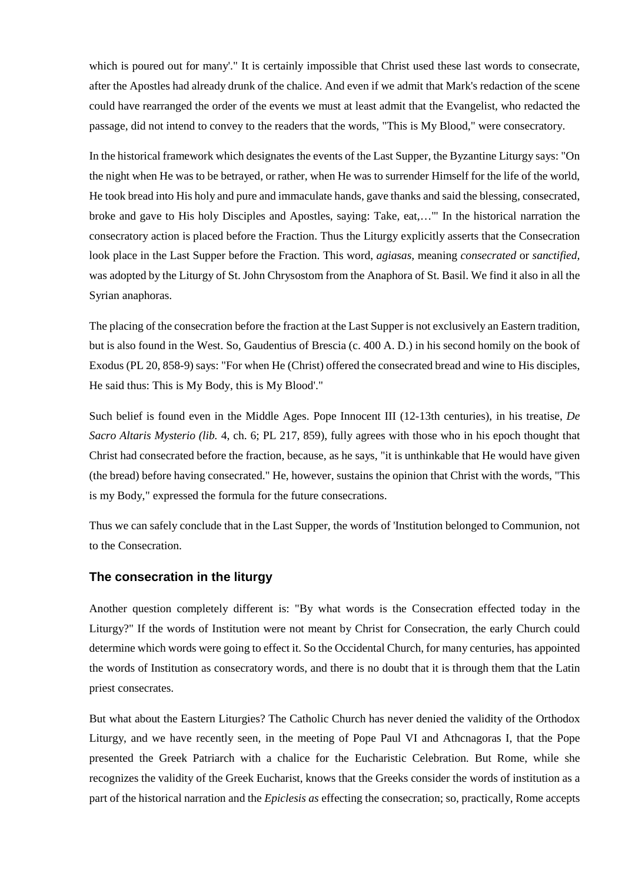which is poured out for many'." It is certainly impossible that Christ used these last words to consecrate, after the Apostles had already drunk of the chalice. And even if we admit that Mark's redaction of the scene could have rearranged the order of the events we must at least admit that the Evangelist, who redacted the passage, did not intend to convey to the readers that the words, "This is My Blood," were consecratory.

In the historical framework which designates the events of the Last Supper, the Byzantine Liturgy says: "On the night when He was to be betrayed, or rather, when He was to surrender Himself for the life of the world, He took bread into His holy and pure and immaculate hands, gave thanks and said the blessing, consecrated, broke and gave to His holy Disciples and Apostles, saying: Take, eat,…'" In the historical narration the consecratory action is placed before the Fraction. Thus the Liturgy explicitly asserts that the Consecration look place in the Last Supper before the Fraction. This word, *agiasas,* meaning *consecrated* or *sanctified,* was adopted by the Liturgy of St. John Chrysostom from the Anaphora of St. Basil. We find it also in all the Syrian anaphoras.

The placing of the consecration before the fraction at the Last Supper is not exclusively an Eastern tradition, but is also found in the West. So, Gaudentius of Brescia (c. 400 A. D.) in his second homily on the book of Exodus (PL 20, 858-9) says: "For when He (Christ) offered the consecrated bread and wine to His disciples, He said thus: This is My Body, this is My Blood'."

Such belief is found even in the Middle Ages. Pope Innocent III (12-13th centuries), in his treatise, *De Sacro Altaris Mysterio (lib.* 4, ch. 6; PL 217, 859), fully agrees with those who in his epoch thought that Christ had consecrated before the fraction, because, as he says, "it is unthinkable that He would have given (the bread) before having consecrated." He, however, sustains the opinion that Christ with the words, "This is my Body," expressed the formula for the future consecrations.

Thus we can safely conclude that in the Last Supper, the words of 'Institution belonged to Communion, not to the Consecration.

### The consecration in the liturgy

Another question completely different is: "By what words is the Consecration effected today in the Liturgy?" If the words of Institution were not meant by Christ for Consecration, the early Church could determine which words were going to effect it. So the Occidental Church, for many centuries, has appointed the words of Institution as consecratory words, and there is no doubt that it is through them that the Latin priest consecrates.

But what about the Eastern Liturgies? The Catholic Church has never denied the validity of the Orthodox Liturgy, and we have recently seen, in the meeting of Pope Paul VI and Athcnagoras I, that the Pope presented the Greek Patriarch with a chalice for the Eucharistic Celebration. But Rome, while she recognizes the validity of the Greek Eucharist, knows that the Greeks consider the words of institution as a part of the historical narration and the *Epiclesis as* effecting the consecration; so, practically, Rome accepts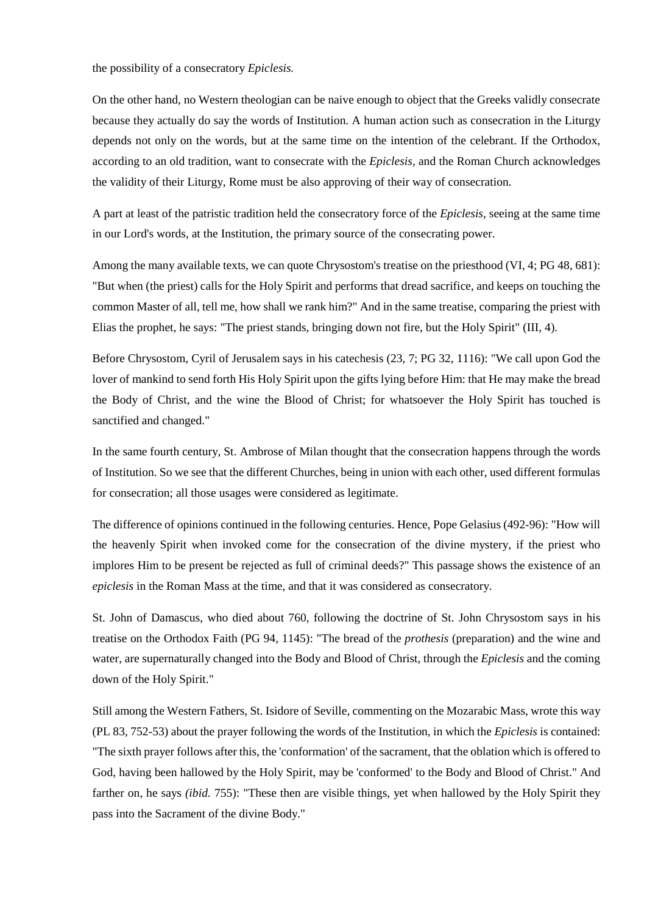the possibility of a consecratory *Epiclesis.*

On the other hand, no Western theologian can be naive enough to object that the Greeks validly consecrate because they actually do say the words of Institution. A human action such as consecration in the Liturgy depends not only on the words, but at the same time on the intention of the celebrant. If the Orthodox, according to an old tradition, want to consecrate with the *Epiclesis,* and the Roman Church acknowledges the validity of their Liturgy, Rome must be also approving of their way of consecration.

A part at least of the patristic tradition held the consecratory force of the *Epiclesis,* seeing at the same time in our Lord's words, at the Institution, the primary source of the consecrating power.

Among the many available texts, we can quote Chrysostom's treatise on the priesthood (VI, 4; PG 48, 681): "But when (the priest) calls for the Holy Spirit and performs that dread sacrifice, and keeps on touching the common Master of all, tell me, how shall we rank him?" And in the same treatise, comparing the priest with Elias the prophet, he says: "The priest stands, bringing down not fire, but the Holy Spirit" (III, 4).

Before Chrysostom, Cyril of Jerusalem says in his catechesis (23, 7; PG 32, 1116): "We call upon God the lover of mankind to send forth His Holy Spirit upon the gifts lying before Him: that He may make the bread the Body of Christ, and the wine the Blood of Christ; for whatsoever the Holy Spirit has touched is sanctified and changed."

In the same fourth century, St. Ambrose of Milan thought that the consecration happens through the words of Institution. So we see that the different Churches, being in union with each other, used different formulas for consecration; all those usages were considered as legitimate.

The difference of opinions continued in the following centuries. Hence, Pope Gelasius (492-96): "How will the heavenly Spirit when invoked come for the consecration of the divine mystery, if the priest who implores Him to be present be rejected as full of criminal deeds?" This passage shows the existence of an *epiclesis* in the Roman Mass at the time, and that it was considered as consecratory.

St. John of Damascus, who died about 760, following the doctrine of St. John Chrysostom says in his treatise on the Orthodox Faith (PG 94, 1145): "The bread of the *prothesis* (preparation) and the wine and water, are supernaturally changed into the Body and Blood of Christ, through the *Epiclesis* and the coming down of the Holy Spirit."

Still among the Western Fathers, St. Isidore of Seville, commenting on the Mozarabic Mass, wrote this way (PL 83, 752-53) about the prayer following the words of the Institution, in which the *Epiclesis* is contained: "The sixth prayer follows after this, the 'conformation' of the sacrament, that the oblation which is offered to God, having been hallowed by the Holy Spirit, may be 'conformed' to the Body and Blood of Christ." And farther on, he says *(ibid.* 755): "These then are visible things, yet when hallowed by the Holy Spirit they pass into the Sacrament of the divine Body."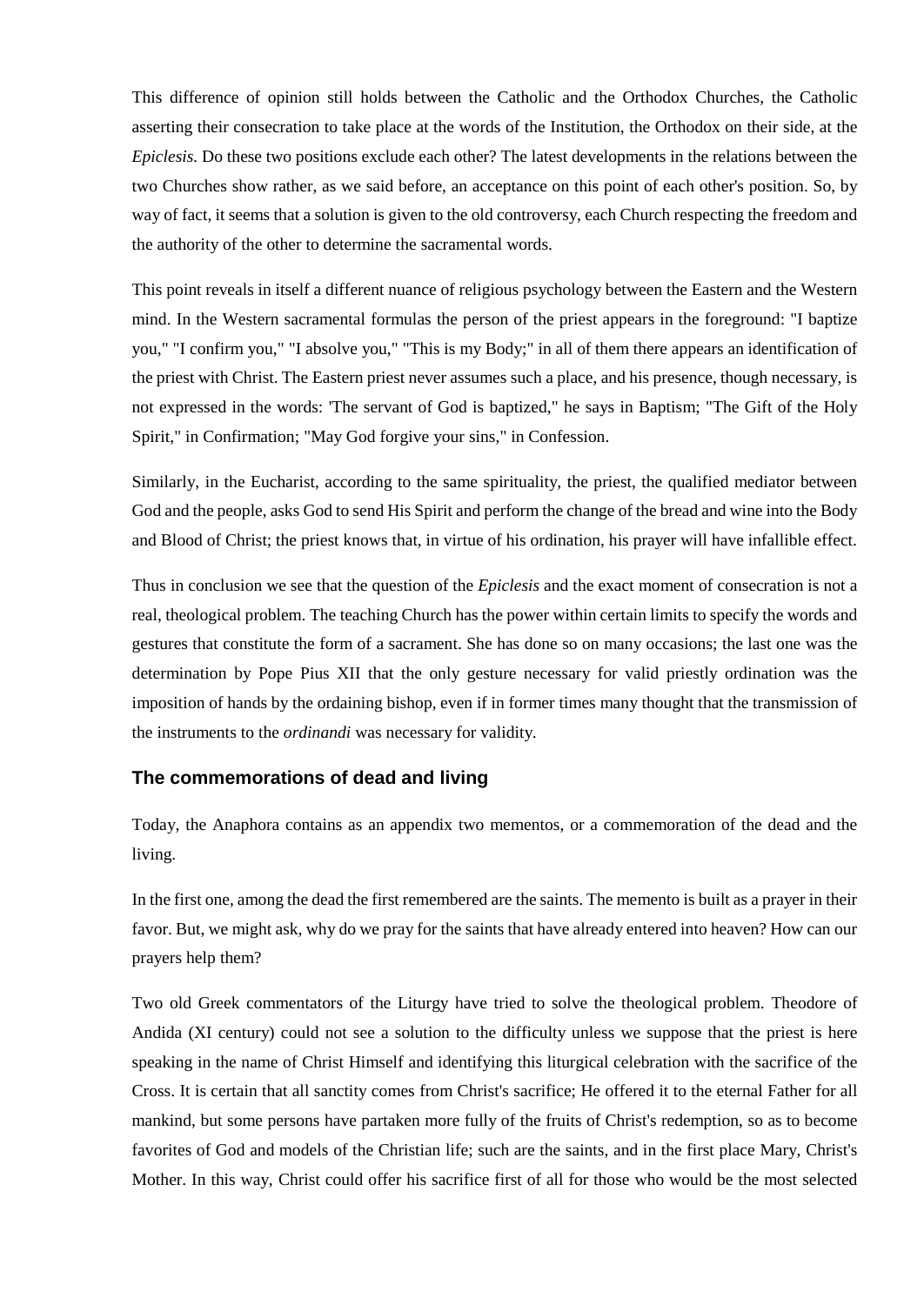This difference of opinion still holds between the Catholic and the Orthodox Churches, the Catholic asserting their consecration to take place at the words of the Institution, the Orthodox on their side, at the *Epiclesis.* Do these two positions exclude each other? The latest developments in the relations between the two Churches show rather, as we said before, an acceptance on this point of each other's position. So, by way of fact, it seems that a solution is given to the old controversy, each Church respecting the freedom and the authority of the other to determine the sacramental words.

This point reveals in itself a different nuance of religious psychology between the Eastern and the Western mind. In the Western sacramental formulas the person of the priest appears in the foreground: "I baptize you," "I confirm you," "I absolve you," "This is my Body;" in all of them there appears an identification of the priest with Christ. The Eastern priest never assumes such a place, and his presence, though necessary, is not expressed in the words: 'The servant of God is baptized," he says in Baptism; "The Gift of the Holy Spirit," in Confirmation; "May God forgive your sins," in Confession.

Similarly, in the Eucharist, according to the same spirituality, the priest, the qualified mediator between God and the people, asks God to send His Spirit and perform the change of the bread and wine into the Body and Blood of Christ; the priest knows that, in virtue of his ordination, his prayer will have infallible effect.

Thus in conclusion we see that the question of the *Epiclesis* and the exact moment of consecration is not a real, theological problem. The teaching Church has the power within certain limits to specify the words and gestures that constitute the form of a sacrament. She has done so on many occasions; the last one was the determination by Pope Pius XII that the only gesture necessary for valid priestly ordination was the imposition of hands by the ordaining bishop, even if in former times many thought that the transmission of the instruments to the *ordinandi* was necessary for validity.

### The commemorations of dead and living

Today, the Anaphora contains as an appendix two mementos, or a commemoration of the dead and the living.

In the first one, among the dead the first remembered are the saints. The memento is built as a prayer in their favor. But, we might ask, why do we pray for the saints that have already entered into heaven? How can our prayers help them?

Two old Greek commentators of the Liturgy have tried to solve the theological problem. Theodore of Andida (XI century) could not see a solution to the difficulty unless we suppose that the priest is here speaking in the name of Christ Himself and identifying this liturgical celebration with the sacrifice of the Cross. It is certain that all sanctity comes from Christ's sacrifice; He offered it to the eternal Father for all mankind, but some persons have partaken more fully of the fruits of Christ's redemption, so as to become favorites of God and models of the Christian life; such are the saints, and in the first place Mary, Christ's Mother. In this way, Christ could offer his sacrifice first of all for those who would be the most selected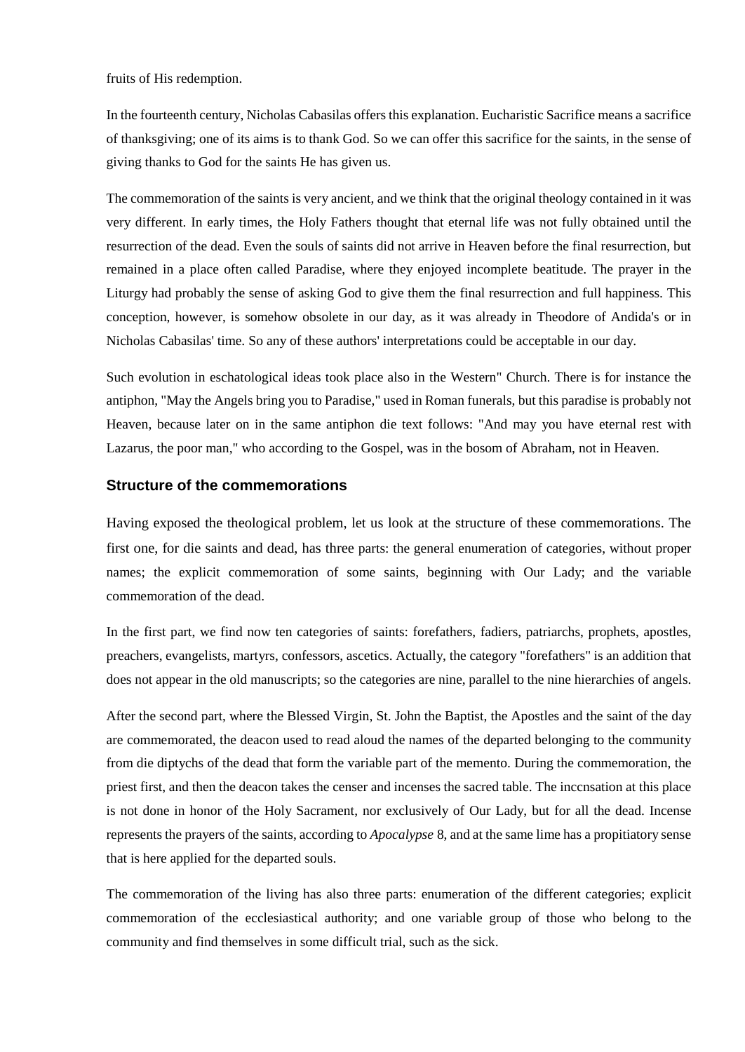fruits of His redemption.

In the fourteenth century, Nicholas Cabasilas offers this explanation. Eucharistic Sacrifice means a sacrifice of thanksgiving; one of its aims is to thank God. So we can offer this sacrifice for the saints, in the sense of giving thanks to God for the saints He has given us.

The commemoration of the saints is very ancient, and we think that the original theology contained in it was very different. In early times, the Holy Fathers thought that eternal life was not fully obtained until the resurrection of the dead. Even the souls of saints did not arrive in Heaven before the final resurrection, but remained in a place often called Paradise, where they enjoyed incomplete beatitude. The prayer in the Liturgy had probably the sense of asking God to give them the final resurrection and full happiness. This conception, however, is somehow obsolete in our day, as it was already in Theodore of Andida's or in Nicholas Cabasilas' time. So any of these authors' interpretations could be acceptable in our day.

Such evolution in eschatological ideas took place also in the Western" Church. There is for instance the antiphon, "May the Angels bring you to Paradise," used in Roman funerals, but this paradise is probably not Heaven, because later on in the same antiphon die text follows: "And may you have eternal rest with Lazarus, the poor man," who according to the Gospel, was in the bosom of Abraham, not in Heaven.

## Structure of the commemorations

Having exposed the theological problem, let us look at the structure of these commemorations. The first one, for die saints and dead, has three parts: the general enumeration of categories, without proper names; the explicit commemoration of some saints, beginning with Our Lady; and the variable commemoration of the dead.

In the first part, we find now ten categories of saints: forefathers, fadiers, patriarchs, prophets, apostles, preachers, evangelists, martyrs, confessors, ascetics. Actually, the category "forefathers" is an addition that does not appear in the old manuscripts; so the categories are nine, parallel to the nine hierarchies of angels.

After the second part, where the Blessed Virgin, St. John the Baptist, the Apostles and the saint of the day are commemorated, the deacon used to read aloud the names of the departed belonging to the community from die diptychs of the dead that form the variable part of the memento. During the commemoration, the priest first, and then the deacon takes the censer and incenses the sacred table. The inccnsation at this place is not done in honor of the Holy Sacrament, nor exclusively of Our Lady, but for all the dead. Incense represents the prayers of the saints, according to *Apocalypse* 8, and at the same lime has a propitiatory sense that is here applied for the departed souls.

The commemoration of the living has also three parts: enumeration of the different categories; explicit commemoration of the ecclesiastical authority; and one variable group of those who belong to the community and find themselves in some difficult trial, such as the sick.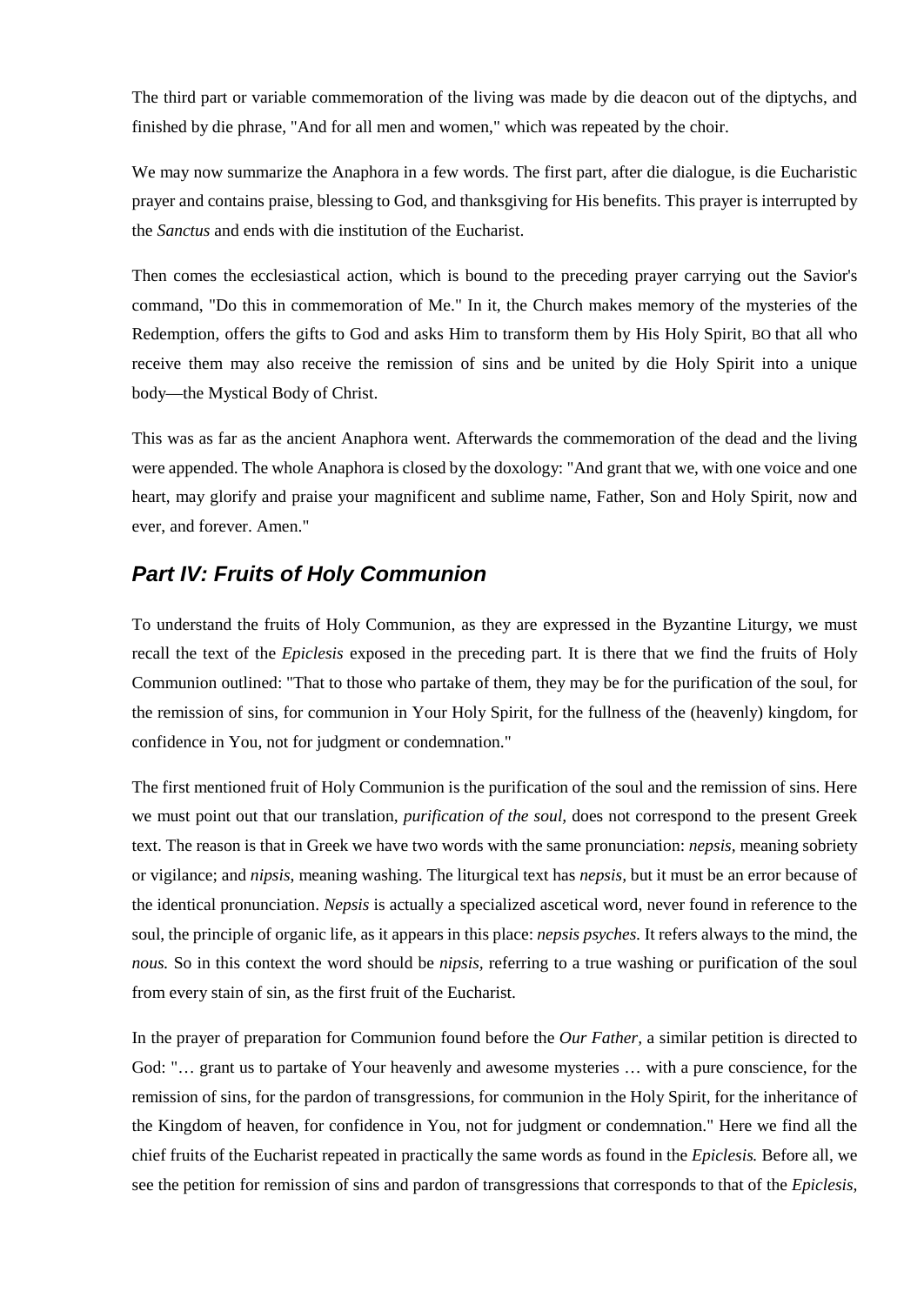The third part or variable commemoration of the living was made by die deacon out of the diptychs, and finished by die phrase, "And for all men and women," which was repeated by the choir.

We may now summarize the Anaphora in a few words. The first part, after die dialogue, is die Eucharistic prayer and contains praise, blessing to God, and thanksgiving for His benefits. This prayer is interrupted by the *Sanctus* and ends with die institution of the Eucharist.

Then comes the ecclesiastical action, which is bound to the preceding prayer carrying out the Savior's command, "Do this in commemoration of Me." In it, the Church makes memory of the mysteries of the Redemption, offers the gifts to God and asks Him to transform them by His Holy Spirit, BO that all who receive them may also receive the remission of sins and be united by die Holy Spirit into a unique body—the Mystical Body of Christ.

This was as far as the ancient Anaphora went. Afterwards the commemoration of the dead and the living were appended. The whole Anaphora is closed by the doxology: "And grant that we, with one voice and one heart, may glorify and praise your magnificent and sublime name, Father, Son and Holy Spirit, now and ever, and forever. Amen."

## Part IV: Fruits of Holy Communion

To understand the fruits of Holy Communion, as they are expressed in the Byzantine Liturgy, we must recall the text of the *Epiclesis* exposed in the preceding part. It is there that we find the fruits of Holy Communion outlined: "That to those who partake of them, they may be for the purification of the soul, for the remission of sins, for communion in Your Holy Spirit, for the fullness of the (heavenly) kingdom, for confidence in You, not for judgment or condemnation."

The first mentioned fruit of Holy Communion is the purification of the soul and the remission of sins. Here we must point out that our translation, *purification of the soul,* does not correspond to the present Greek text. The reason is that in Greek we have two words with the same pronunciation: *nepsis*, meaning sobriety or vigilance; and *nipsis*, meaning washing. The liturgical text has *nepsis,* but it must be an error because of the identical pronunciation. *Nepsis* is actually a specialized ascetical word, never found in reference to the soul, the principle of organic life, as it appears in this place: *nepsis psyches.* It refers always to the mind, the *nous.* So in this context the word should be *nipsis*, referring to a true washing or purification of the soul from every stain of sin, as the first fruit of the Eucharist.

In the prayer of preparation for Communion found before the *Our Father*, a similar petition is directed to God: "… grant us to partake of Your heavenly and awesome mysteries … with a pure conscience, for the remission of sins, for the pardon of transgressions, for communion in the Holy Spirit, for the inheritance of the Kingdom of heaven, for confidence in You, not for judgment or condemnation." Here we find all the chief fruits of the Eucharist repeated in practically the same words as found in the *Epiclesis.* Before all, we see the petition for remission of sins and pardon of transgressions that corresponds to that of the *Epiclesis,*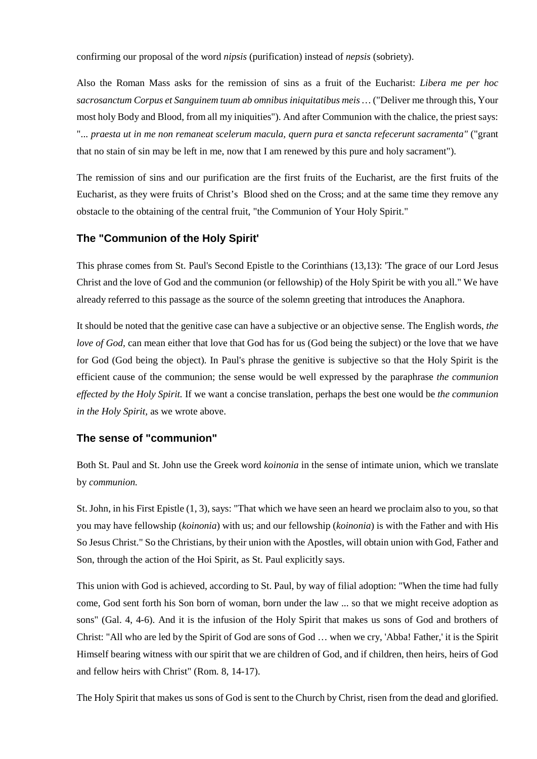confirming our proposal of the word *nipsis* (purification) instead of *nepsis* (sobriety).

Also the Roman Mass asks for the remission of sins as a fruit of the Eucharist: *Libera me per hoc sacrosanctum Corpus et Sanguinem tuum ab omnibus iniquitatibus meis …* ("Deliver me through this, Your most holy Body and Blood, from all my iniquities"). And after Communion with the chalice, the priest says: "*... praesta ut in me non remaneat scelerum macula, quern pura et sancta refecerunt sacramenta"* ("grant that no stain of sin may be left in me, now that I am renewed by this pure and holy sacrament").

The remission of sins and our purification are the first fruits of the Eucharist, are the first fruits of the Eucharist, as they were fruits of Christ's Blood shed on the Cross; and at the same time they remove any obstacle to the obtaining of the central fruit, "the Communion of Your Holy Spirit."

### The "Communion of the Holy Spirit'

This phrase comes from St. Paul's Second Epistle to the Corinthians (13,13): 'The grace of our Lord Jesus Christ and the love of God and the communion (or fellowship) of the Holy Spirit be with you all." We have already referred to this passage as the source of the solemn greeting that introduces the Anaphora.

It should be noted that the genitive case can have a subjective or an objective sense. The English words, *the love of God*, can mean either that love that God has for us (God being the subject) or the love that we have for God (God being the object). In Paul's phrase the genitive is subjective so that the Holy Spirit is the efficient cause of the communion; the sense would be well expressed by the paraphrase *the communion effected by the Holy Spirit.* If we want a concise translation, perhaps the best one would be *the communion in the Holy Spirit,* as we wrote above.

### The sense of "communion"

Both St. Paul and St. John use the Greek word *koinonia* in the sense of intimate union, which we translate by *communion.*

St. John, in his First Epistle (1, 3), says: "That which we have seen an heard we proclaim also to you, so that you may have fellowship (*koinonia*) with us; and our fellowship (*koinonia*) is with the Father and with His So Jesus Christ." So the Christians, by their union with the Apostles, will obtain union with God, Father and Son, through the action of the Hoi Spirit, as St. Paul explicitly says.

This union with God is achieved, according to St. Paul, by way of filial adoption: "When the time had fully come, God sent forth his Son born of woman, born under the law ... so that we might receive adoption as sons" (Gal. 4, 4-6). And it is the infusion of the Holy Spirit that makes us sons of God and brothers of Christ: "All who are led by the Spirit of God are sons of God … when we cry, 'Abba! Father,' it is the Spirit Himself bearing witness with our spirit that we are children of God, and if children, then heirs, heirs of God and fellow heirs with Christ" (Rom. 8, 14-17).

The Holy Spirit that makes us sons of God is sent to the Church by Christ, risen from the dead and glorified.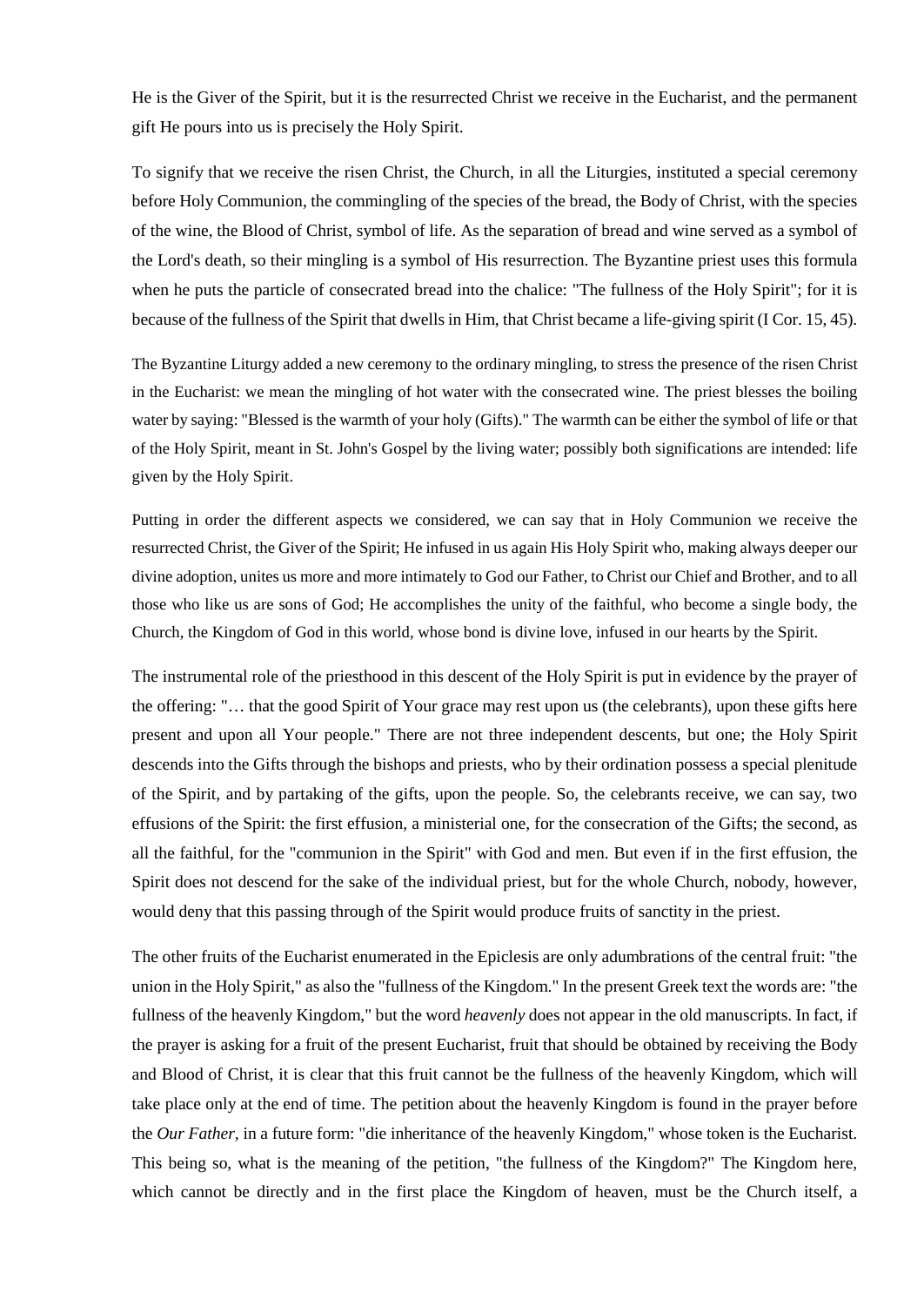He is the Giver of the Spirit, but it is the resurrected Christ we receive in the Eucharist, and the permanent gift He pours into us is precisely the Holy Spirit.

To signify that we receive the risen Christ, the Church, in all the Liturgies, instituted a special ceremony before Holy Communion, the commingling of the species of the bread, the Body of Christ, with the species of the wine, the Blood of Christ, symbol of life. As the separation of bread and wine served as a symbol of the Lord's death, so their mingling is a symbol of His resurrection. The Byzantine priest uses this formula when he puts the particle of consecrated bread into the chalice: "The fullness of the Holy Spirit"; for it is because of the fullness of the Spirit that dwells in Him, that Christ became a life-giving spirit (I Cor. 15, 45).

The Byzantine Liturgy added a new ceremony to the ordinary mingling, to stress the presence of the risen Christ in the Eucharist: we mean the mingling of hot water with the consecrated wine. The priest blesses the boiling water by saying: "Blessed is the warmth of your holy (Gifts)." The warmth can be either the symbol of life or that of the Holy Spirit, meant in St. John's Gospel by the living water; possibly both significations are intended: life given by the Holy Spirit.

Putting in order the different aspects we considered, we can say that in Holy Communion we receive the resurrected Christ, the Giver of the Spirit; He infused in us again His Holy Spirit who, making always deeper our divine adoption, unites us more and more intimately to God our Father, to Christ our Chief and Brother, and to all those who like us are sons of God; He accomplishes the unity of the faithful, who become a single body, the Church, the Kingdom of God in this world, whose bond is divine love, infused in our hearts by the Spirit.

The instrumental role of the priesthood in this descent of the Holy Spirit is put in evidence by the prayer of the offering: "… that the good Spirit of Your grace may rest upon us (the celebrants), upon these gifts here present and upon all Your people." There are not three independent descents, but one; the Holy Spirit descends into the Gifts through the bishops and priests, who by their ordination possess a special plenitude of the Spirit, and by partaking of the gifts, upon the people. So, the celebrants receive, we can say, two effusions of the Spirit: the first effusion, a ministerial one, for the consecration of the Gifts; the second, as all the faithful, for the "communion in the Spirit" with God and men. But even if in the first effusion, the Spirit does not descend for the sake of the individual priest, but for the whole Church, nobody, however, would deny that this passing through of the Spirit would produce fruits of sanctity in the priest.

The other fruits of the Eucharist enumerated in the Epiclesis are only adumbrations of the central fruit: "the union in the Holy Spirit," as also the "fullness of the Kingdom." In the present Greek text the words are: "the fullness of the heavenly Kingdom," but the word *heavenly* does not appear in the old manuscripts. In fact, if the prayer is asking for a fruit of the present Eucharist, fruit that should be obtained by receiving the Body and Blood of Christ, it is clear that this fruit cannot be the fullness of the heavenly Kingdom, which will take place only at the end of time. The petition about the heavenly Kingdom is found in the prayer before the *Our Father*, in a future form: "die inheritance of the heavenly Kingdom," whose token is the Eucharist. This being so, what is the meaning of the petition, "the fullness of the Kingdom?" The Kingdom here, which cannot be directly and in the first place the Kingdom of heaven, must be the Church itself, a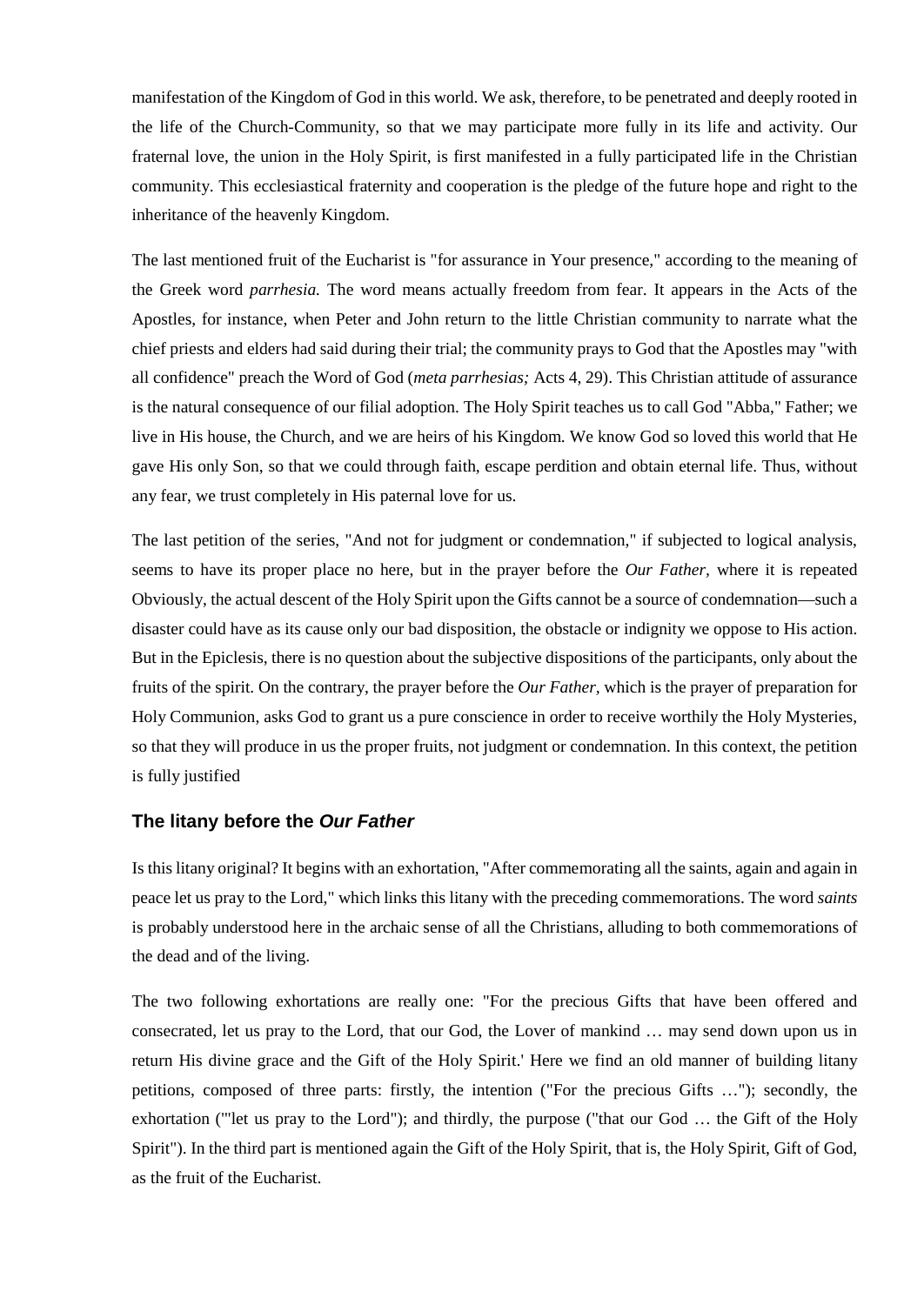manifestation of the Kingdom of God in this world. We ask, therefore, to be penetrated and deeply rooted in the life of the Church-Community, so that we may participate more fully in its life and activity. Our fraternal love, the union in the Holy Spirit, is first manifested in a fully participated life in the Christian community. This ecclesiastical fraternity and cooperation is the pledge of the future hope and right to the inheritance of the heavenly Kingdom.

The last mentioned fruit of the Eucharist is "for assurance in Your presence," according to the meaning of the Greek word *parrhesia.* The word means actually freedom from fear. It appears in the Acts of the Apostles, for instance, when Peter and John return to the little Christian community to narrate what the chief priests and elders had said during their trial; the community prays to God that the Apostles may "with all confidence" preach the Word of God (*meta parrhesias;* Acts 4, 29). This Christian attitude of assurance is the natural consequence of our filial adoption. The Holy Spirit teaches us to call God "Abba," Father; we live in His house, the Church, and we are heirs of his Kingdom. We know God so loved this world that He gave His only Son, so that we could through faith, escape perdition and obtain eternal life. Thus, without any fear, we trust completely in His paternal love for us.

The last petition of the series, "And not for judgment or condemnation," if subjected to logical analysis, seems to have its proper place no here, but in the prayer before the *Our Father,* where it is repeated Obviously, the actual descent of the Holy Spirit upon the Gifts cannot be a source of condemnation—such a disaster could have as its cause only our bad disposition, the obstacle or indignity we oppose to His action. But in the Epiclesis, there is no question about the subjective dispositions of the participants, only about the fruits of the spirit. On the contrary, the prayer before the *Our Father,* which is the prayer of preparation for Holy Communion, asks God to grant us a pure conscience in order to receive worthily the Holy Mysteries, so that they will produce in us the proper fruits, not judgment or condemnation. In this context, the petition is fully justified

### The litany before the *Our Father*

Is this litany original? It begins with an exhortation, "After commemorating all the saints, again and again in peace let us pray to the Lord," which links this litany with the preceding commemorations. The word *saints* is probably understood here in the archaic sense of all the Christians, alluding to both commemorations of the dead and of the living.

The two following exhortations are really one: "For the precious Gifts that have been offered and consecrated, let us pray to the Lord, that our God, the Lover of mankind … may send down upon us in return His divine grace and the Gift of the Holy Spirit.' Here we find an old manner of building litany petitions, composed of three parts: firstly, the intention ("For the precious Gifts …"); secondly, the exhortation ("'let us pray to the Lord"); and thirdly, the purpose ("that our God … the Gift of the Holy Spirit"). In the third part is mentioned again the Gift of the Holy Spirit, that is, the Holy Spirit, Gift of God, as the fruit of the Eucharist.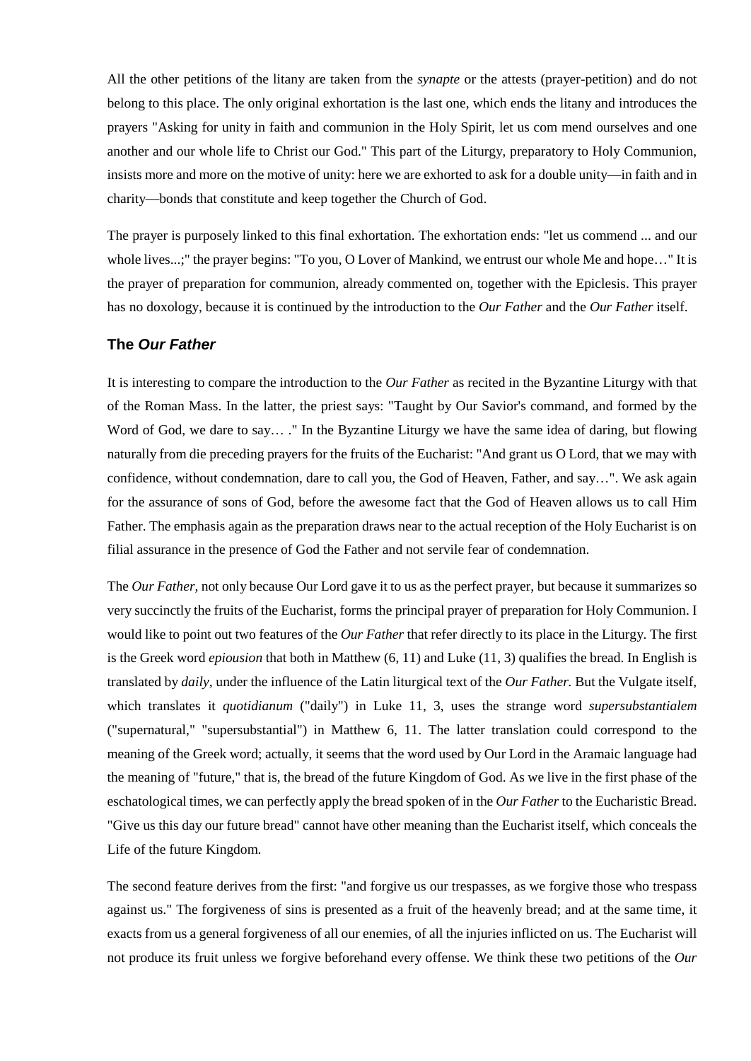All the other petitions of the litany are taken from the *synapte* or the attests (prayer-petition) and do not belong to this place. The only original exhortation is the last one, which ends the litany and introduces the prayers "Asking for unity in faith and communion in the Holy Spirit, let us com mend ourselves and one another and our whole life to Christ our God." This part of the Liturgy, preparatory to Holy Communion, insists more and more on the motive of unity: here we are exhorted to ask for a double unity—in faith and in charity—bonds that constitute and keep together the Church of God.

The prayer is purposely linked to this final exhortation. The exhortation ends: "let us commend ... and our whole lives...;" the prayer begins: "To you, O Lover of Mankind, we entrust our whole Me and hope…" It is the prayer of preparation for communion, already commented on, together with the Epiclesis. This prayer has no doxology, because it is continued by the introduction to the *Our Father* and the *Our Father* itself.

### The *Our Father*

It is interesting to compare the introduction to the *Our Father* as recited in the Byzantine Liturgy with that of the Roman Mass. In the latter, the priest says: "Taught by Our Savior's command, and formed by the Word of God, we dare to say… ." In the Byzantine Liturgy we have the same idea of daring, but flowing naturally from die preceding prayers for the fruits of the Eucharist: "And grant us O Lord, that we may with confidence, without condemnation, dare to call you, the God of Heaven, Father, and say…". We ask again for the assurance of sons of God, before the awesome fact that the God of Heaven allows us to call Him Father. The emphasis again as the preparation draws near to the actual reception of the Holy Eucharist is on filial assurance in the presence of God the Father and not servile fear of condemnation.

The *Our Father*, not only because Our Lord gave it to us as the perfect prayer, but because it summarizes so very succinctly the fruits of the Eucharist, forms the principal prayer of preparation for Holy Communion. I would like to point out two features of the *Our Father* that refer directly to its place in the Liturgy. The first is the Greek word *epiousion* that both in Matthew (6, 11) and Luke (11, 3) qualifies the bread. In English is translated by *daily*, under the influence of the Latin liturgical text of the *Our Father.* But the Vulgate itself, which translates it *quotidianum* ("daily") in Luke 11, 3, uses the strange word *supersubstantialem* ("supernatural," "supersubstantial") in Matthew 6, 11. The latter translation could correspond to the meaning of the Greek word; actually, it seems that the word used by Our Lord in the Aramaic language had the meaning of "future," that is, the bread of the future Kingdom of God. As we live in the first phase of the eschatological times, we can perfectly apply the bread spoken of in the *Our Father* to the Eucharistic Bread. "Give us this day our future bread" cannot have other meaning than the Eucharist itself, which conceals the Life of the future Kingdom.

The second feature derives from the first: "and forgive us our trespasses, as we forgive those who trespass against us." The forgiveness of sins is presented as a fruit of the heavenly bread; and at the same time, it exacts from us a general forgiveness of all our enemies, of all the injuries inflicted on us. The Eucharist will not produce its fruit unless we forgive beforehand every offense. We think these two petitions of the *Our*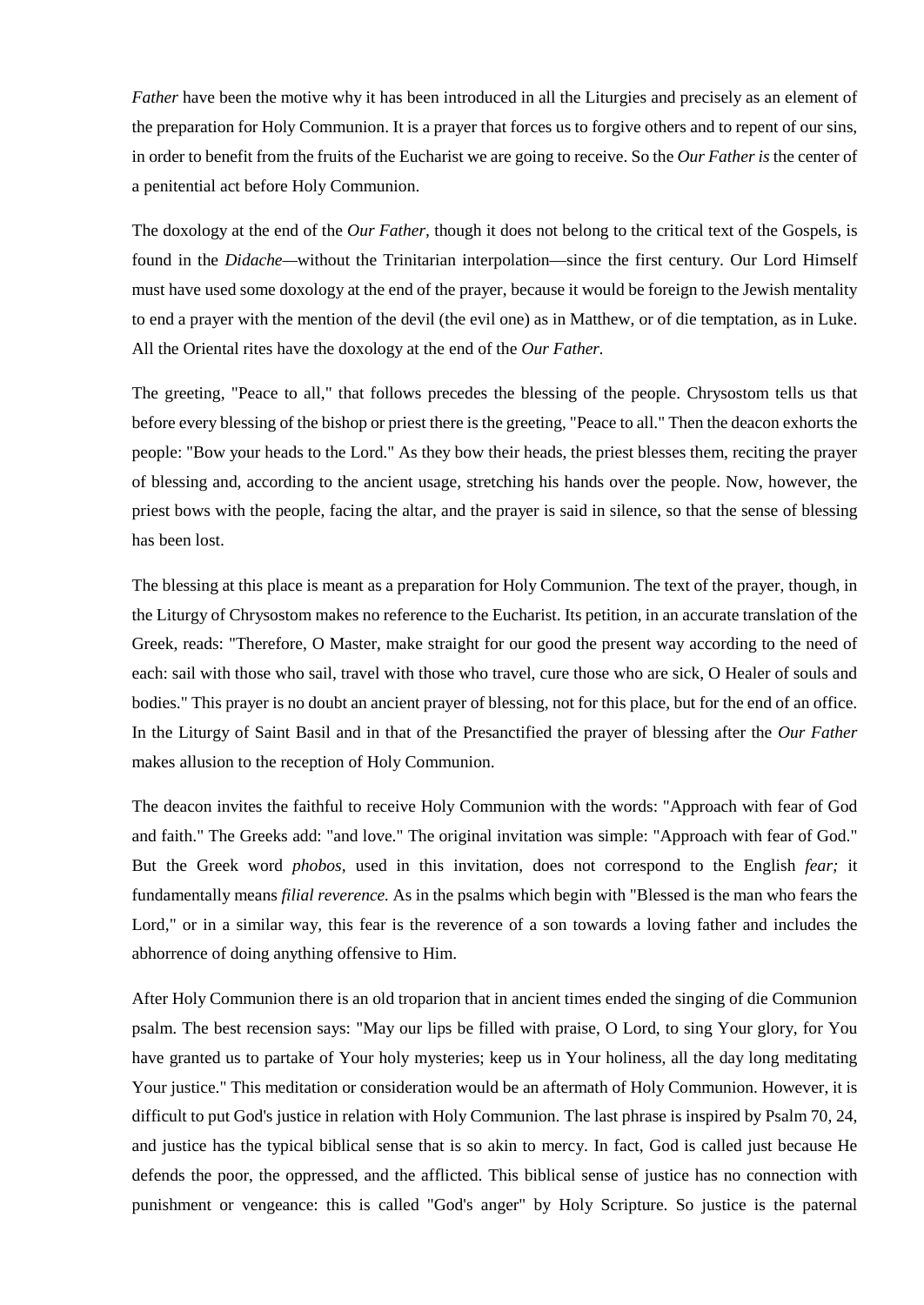*Father* have been the motive why it has been introduced in all the Liturgies and precisely as an element of the preparation for Holy Communion. It is a prayer that forces us to forgive others and to repent of our sins, in order to benefit from the fruits of the Eucharist we are going to receive. So the *Our Father is* the center of a penitential act before Holy Communion.

The doxology at the end of the *Our Father,* though it does not belong to the critical text of the Gospels, is found in the *Didache*—without the Trinitarian interpolation—since the first century. Our Lord Himself must have used some doxology at the end of the prayer, because it would be foreign to the Jewish mentality to end a prayer with the mention of the devil (the evil one) as in Matthew, or of die temptation, as in Luke. All the Oriental rites have the doxology at the end of the *Our Father.*

The greeting, "Peace to all," that follows precedes the blessing of the people. Chrysostom tells us that before every blessing of the bishop or priest there is the greeting, "Peace to all." Then the deacon exhorts the people: "Bow your heads to the Lord." As they bow their heads, the priest blesses them, reciting the prayer of blessing and, according to the ancient usage, stretching his hands over the people. Now, however, the priest bows with the people, facing the altar, and the prayer is said in silence, so that the sense of blessing has been lost.

The blessing at this place is meant as a preparation for Holy Communion. The text of the prayer, though, in the Liturgy of Chrysostom makes no reference to the Eucharist. Its petition, in an accurate translation of the Greek, reads: "Therefore, O Master, make straight for our good the present way according to the need of each: sail with those who sail, travel with those who travel, cure those who are sick, O Healer of souls and bodies." This prayer is no doubt an ancient prayer of blessing, not for this place, but for the end of an office. In the Liturgy of Saint Basil and in that of the Presanctified the prayer of blessing after the *Our Father* makes allusion to the reception of Holy Communion.

The deacon invites the faithful to receive Holy Communion with the words: "Approach with fear of God and faith." The Greeks add: "and love." The original invitation was simple: "Approach with fear of God." But the Greek word *phobos,* used in this invitation, does not correspond to the English *fear;* it fundamentally means *filial reverence.* As in the psalms which begin with "Blessed is the man who fears the Lord," or in a similar way, this fear is the reverence of a son towards a loving father and includes the abhorrence of doing anything offensive to Him.

After Holy Communion there is an old troparion that in ancient times ended the singing of die Communion psalm. The best recension says: "May our lips be filled with praise, O Lord, to sing Your glory, for You have granted us to partake of Your holy mysteries; keep us in Your holiness, all the day long meditating Your justice." This meditation or consideration would be an aftermath of Holy Communion. However, it is difficult to put God's justice in relation with Holy Communion. The last phrase is inspired by Psalm 70, 24, and justice has the typical biblical sense that is so akin to mercy. In fact, God is called just because He defends the poor, the oppressed, and the afflicted. This biblical sense of justice has no connection with punishment or vengeance: this is called "God's anger" by Holy Scripture. So justice is the paternal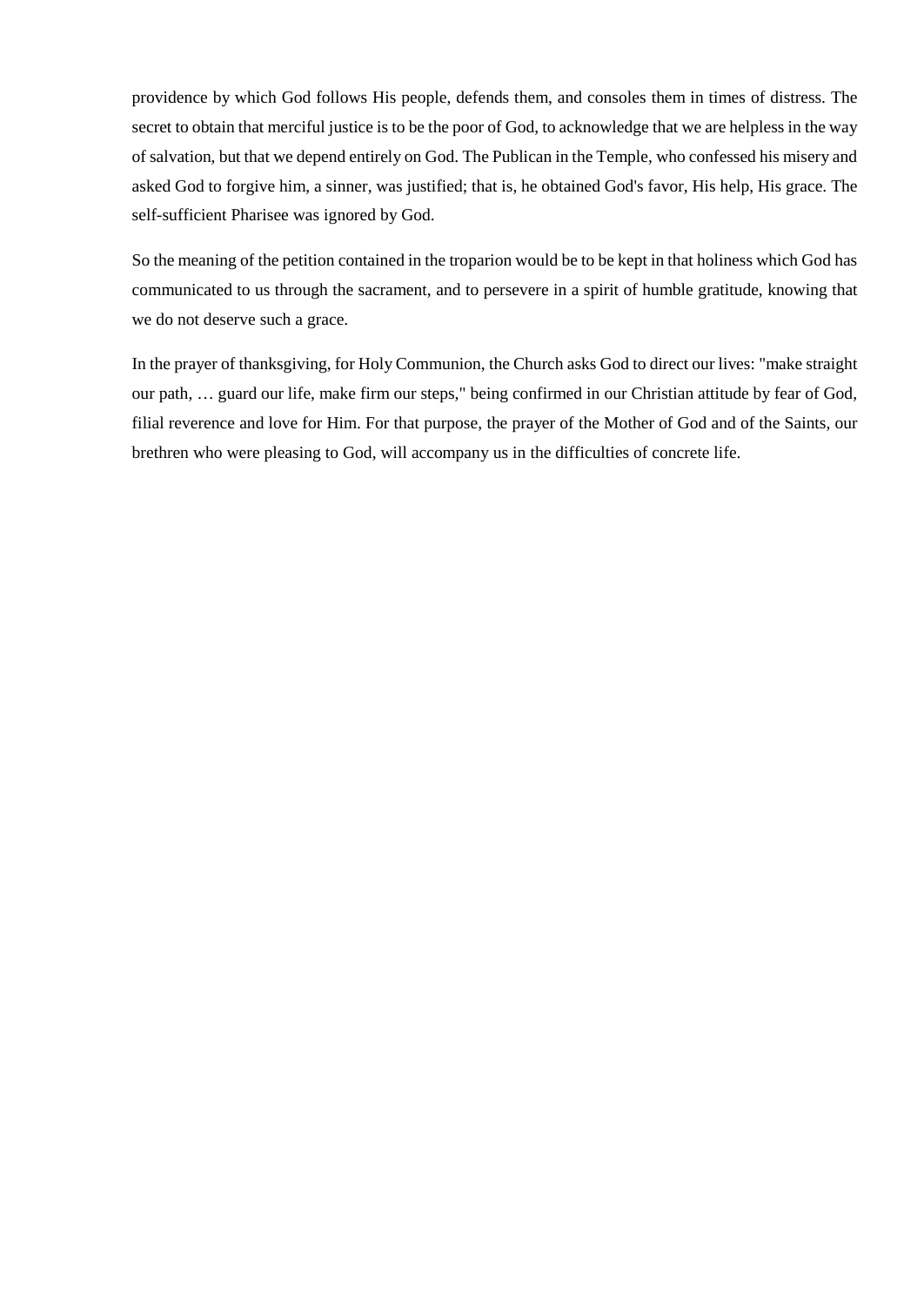providence by which God follows His people, defends them, and consoles them in times of distress. The secret to obtain that merciful justice is to be the poor of God, to acknowledge that we are helpless in the way of salvation, but that we depend entirely on God. The Publican in the Temple, who confessed his misery and asked God to forgive him, a sinner, was justified; that is, he obtained God's favor, His help, His grace. The self-sufficient Pharisee was ignored by God.

So the meaning of the petition contained in the troparion would be to be kept in that holiness which God has communicated to us through the sacrament, and to persevere in a spirit of humble gratitude, knowing that we do not deserve such a grace.

In the prayer of thanksgiving, for Holy Communion, the Church asks God to direct our lives: "make straight our path, … guard our life, make firm our steps," being confirmed in our Christian attitude by fear of God, filial reverence and love for Him. For that purpose, the prayer of the Mother of God and of the Saints, our brethren who were pleasing to God, will accompany us in the difficulties of concrete life.